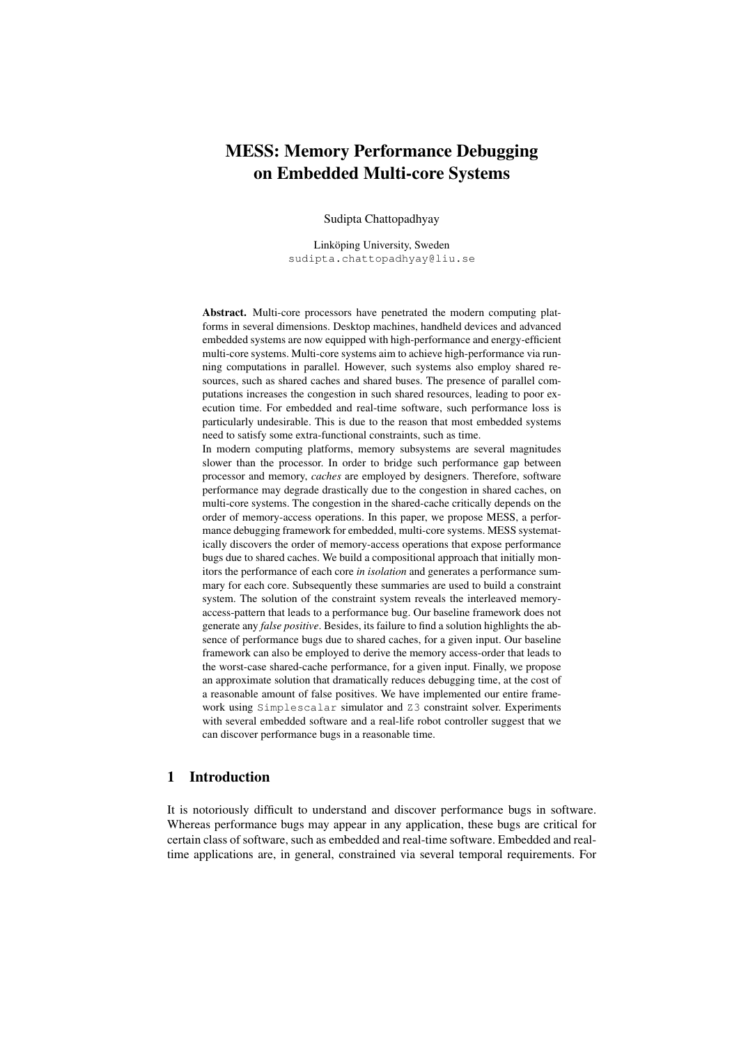# MESS: Memory Performance Debugging on Embedded Multi-core Systems

Sudipta Chattopadhyay

Linköping University, Sweden
sudipta.chattopadhyay@liu.se

**Abstract.** Multi-core processors have penetrated the modern computing platforms in several dimensions. Desktop machines, handheld devices and advanced embedded systems are now equipped with high-performance and energy-efficient multi-core systems. Multi-core systems aim to achieve high-performance via running computations in parallel. However, such systems also employ shared resources, such as shared caches and shared buses. The presence of parallel computations increases the congestion in such shared resources, leading to poor execution time. For embedded and real-time software, such performance loss is particularly undesirable. This is due to the reason that most embedded systems need to satisfy some extra-functional constraints, such as time.

In modern computing platforms, memory subsystems are several magnitudes slower than the processor. In order to bridge such performance gap between processor and memory, *caches* are employed by designers. Therefore, software performance may degrade drastically due to the congestion in shared caches, on multi-core systems. The congestion in the shared-cache critically depends on the order of memory-access operations. In this paper, we propose MESS, a performance debugging framework for embedded, multi-core systems. MESS systematically discovers the order of memory-access operations that expose performance bugs due to shared caches. We build a compositional approach that initially monitors the performance of each core *in isolation* and generates a performance summary for each core. Subsequently these summaries are used to build a constraint system. The solution of the constraint system reveals the interleaved memory-access-pattern that leads to a performance bug. Our baseline framework does not generate any *false positive*. Besides, its failure to find a solution highlights the absence of performance bugs due to shared caches, for a given input. Our baseline framework can also be employed to derive the memory access-order that leads to the worst-case shared-cache performance, for a given input. Finally, we propose an approximate solution that dramatically reduces debugging time, at the cost of a reasonable amount of false positives. We have implemented our entire framework using `Simplescalar` simulator and `Z3` constraint solver. Experiments with several embedded software and a real-life robot controller suggest that we can discover performance bugs in a reasonable time.

## 1 Introduction

It is notoriously difficult to understand and discover performance bugs in software. Whereas performance bugs may appear in any application, these bugs are critical for certain class of software, such as embedded and real-time software. Embedded and real-time applications are, in general, constrained via several temporal requirements. For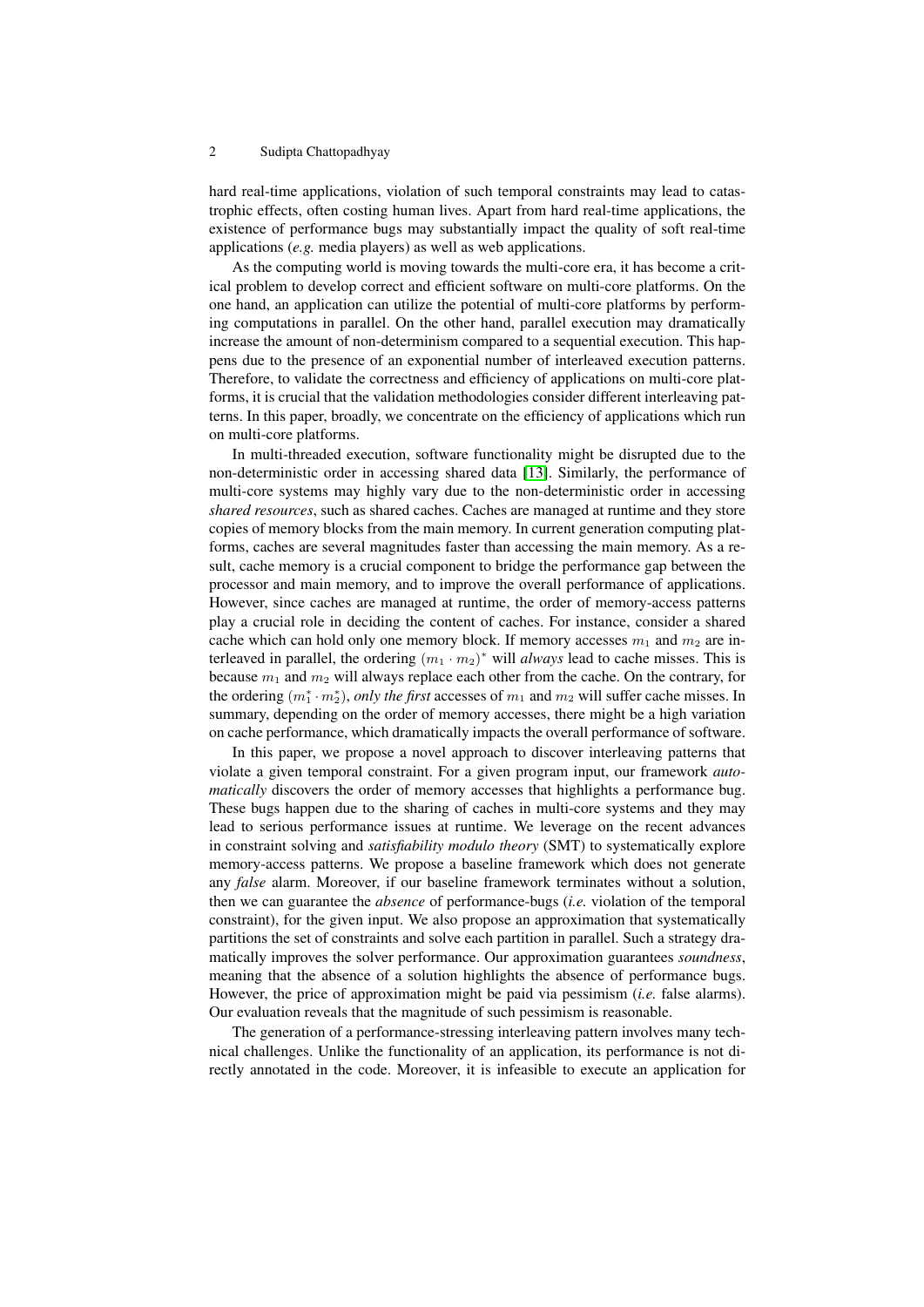hard real-time applications, violation of such temporal constraints may lead to catastrophic effects, often costing human lives. Apart from hard real-time applications, the existence of performance bugs may substantially impact the quality of soft real-time applications (*e.g.* media players) as well as web applications.

As the computing world is moving towards the multi-core era, it has become a critical problem to develop correct and efficient software on multi-core platforms. On the one hand, an application can utilize the potential of multi-core platforms by performing computations in parallel. On the other hand, parallel execution may dramatically increase the amount of non-determinism compared to a sequential execution. This happens due to the presence of an exponential number of interleaved execution patterns. Therefore, to validate the correctness and efficiency of applications on multi-core platforms, it is crucial that the validation methodologies consider different interleaving patterns. In this paper, broadly, we concentrate on the efficiency of applications which run on multi-core platforms.

In multi-threaded execution, software functionality might be disrupted due to the non-deterministic order in accessing shared data [13]. Similarly, the performance of multi-core systems may highly vary due to the non-deterministic order in accessing *shared resources*, such as shared caches. Caches are managed at runtime and they store copies of memory blocks from the main memory. In current generation computing platforms, caches are several magnitudes faster than accessing the main memory. As a result, cache memory is a crucial component to bridge the performance gap between the processor and main memory, and to improve the overall performance of applications. However, since caches are managed at runtime, the order of memory-access patterns play a crucial role in deciding the content of caches. For instance, consider a shared cache which can hold only one memory block. If memory accesses $m_1$ and $m_2$ are interleaved in parallel, the ordering $(m_1 \cdot m_2)^*$ will *always* lead to cache misses. This is because $m_1$ and $m_2$ will always replace each other from the cache. On the contrary, for the ordering $(m_1^* \cdot m_2^*)$, *only the first* accesses of $m_1$ and $m_2$ will suffer cache misses. In summary, depending on the order of memory accesses, there might be a high variation on cache performance, which dramatically impacts the overall performance of software.

In this paper, we propose a novel approach to discover interleaving patterns that violate a given temporal constraint. For a given program input, our framework *automatically* discovers the order of memory accesses that highlights a performance bug. These bugs happen due to the sharing of caches in multi-core systems and they may lead to serious performance issues at runtime. We leverage on the recent advances in constraint solving and *satisfiability modulo theory* (SMT) to systematically explore memory-access patterns. We propose a baseline framework which does not generate any *false* alarm. Moreover, if our baseline framework terminates without a solution, then we can guarantee the *absence* of performance-bugs (*i.e.* violation of the temporal constraint), for the given input. We also propose an approximation that systematically partitions the set of constraints and solve each partition in parallel. Such a strategy dramatically improves the solver performance. Our approximation guarantees *soundness*, meaning that the absence of a solution highlights the absence of performance bugs. However, the price of approximation might be paid via pessimism (*i.e.* false alarms). Our evaluation reveals that the magnitude of such pessimism is reasonable.

The generation of a performance-stressing interleaving pattern involves many technical challenges. Unlike the functionality of an application, its performance is not directly annotated in the code. Moreover, it is infeasible to execute an application for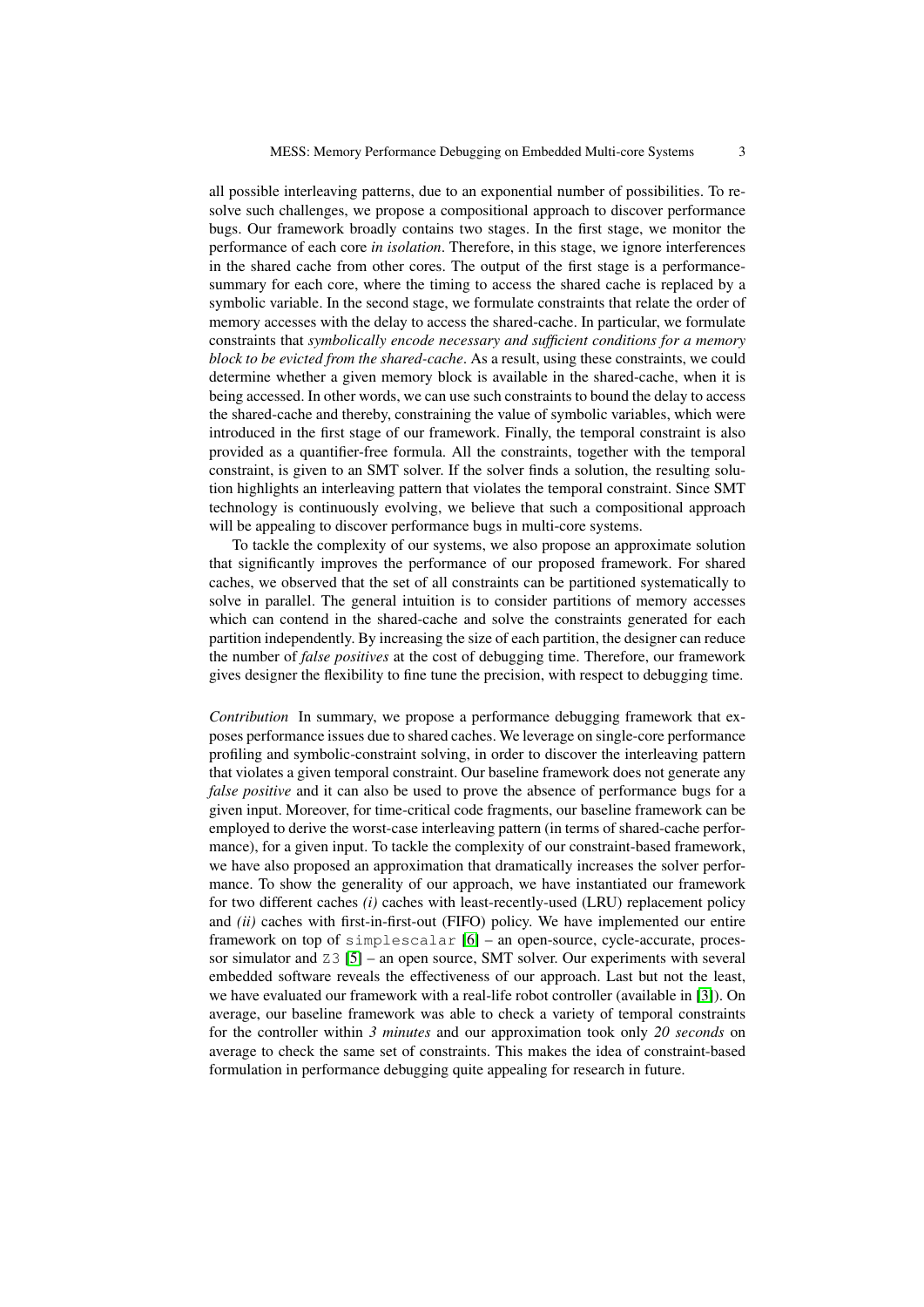all possible interleaving patterns, due to an exponential number of possibilities. To resolve such challenges, we propose a compositional approach to discover performance bugs. Our framework broadly contains two stages. In the first stage, we monitor the performance of each core *in isolation*. Therefore, in this stage, we ignore interferences in the shared cache from other cores. The output of the first stage is a performance-summary for each core, where the timing to access the shared cache is replaced by a symbolic variable. In the second stage, we formulate constraints that relate the order of memory accesses with the delay to access the shared-cache. In particular, we formulate constraints that *symbolically encode necessary and sufficient conditions for a memory block to be evicted from the shared-cache*. As a result, using these constraints, we could determine whether a given memory block is available in the shared-cache, when it is being accessed. In other words, we can use such constraints to bound the delay to access the shared-cache and thereby, constraining the value of symbolic variables, which were introduced in the first stage of our framework. Finally, the temporal constraint is also provided as a quantifier-free formula. All the constraints, together with the temporal constraint, is given to an SMT solver. If the solver finds a solution, the resulting solution highlights an interleaving pattern that violates the temporal constraint. Since SMT technology is continuously evolving, we believe that such a compositional approach will be appealing to discover performance bugs in multi-core systems.

To tackle the complexity of our systems, we also propose an approximate solution that significantly improves the performance of our proposed framework. For shared caches, we observed that the set of all constraints can be partitioned systematically to solve in parallel. The general intuition is to consider partitions of memory accesses which can contend in the shared-cache and solve the constraints generated for each partition independently. By increasing the size of each partition, the designer can reduce the number of *false positives* at the cost of debugging time. Therefore, our framework gives designer the flexibility to fine tune the precision, with respect to debugging time.

*Contribution* In summary, we propose a performance debugging framework that exposes performance issues due to shared caches. We leverage on single-core performance profiling and symbolic-constraint solving, in order to discover the interleaving pattern that violates a given temporal constraint. Our baseline framework does not generate any *false positive* and it can also be used to prove the absence of performance bugs for a given input. Moreover, for time-critical code fragments, our baseline framework can be employed to derive the worst-case interleaving pattern (in terms of shared-cache performance), for a given input. To tackle the complexity of our constraint-based framework, we have also proposed an approximation that dramatically increases the solver performance. To show the generality of our approach, we have instantiated our framework for two different caches *(i)* caches with least-recently-used (LRU) replacement policy and *(ii)* caches with first-in-first-out (FIFO) policy. We have implemented our entire framework on top of `simplescalar` [6] – an open-source, cycle-accurate, processor simulator and `Z3` [5] – an open source, SMT solver. Our experiments with several embedded software reveals the effectiveness of our approach. Last but not the least, we have evaluated our framework with a real-life robot controller (available in [3]). On average, our baseline framework was able to check a variety of temporal constraints for the controller within *3 minutes* and our approximation took only *20 seconds* on average to check the same set of constraints. This makes the idea of constraint-based formulation in performance debugging quite appealing for research in future.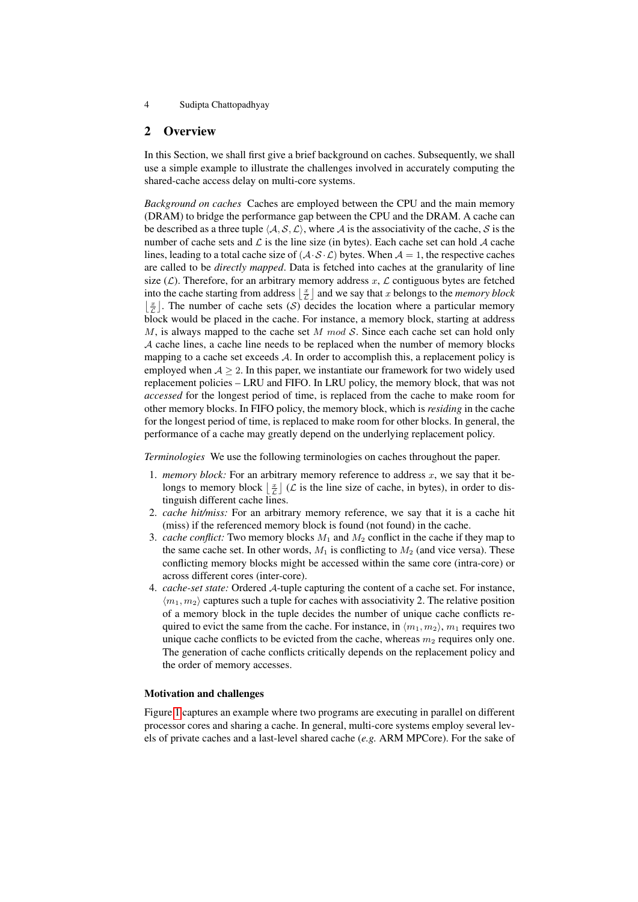## 2 Overview

In this Section, we shall first give a brief background on caches. Subsequently, we shall use a simple example to illustrate the challenges involved in accurately computing the shared-cache access delay on multi-core systems.

*Background on caches* Caches are employed between the CPU and the main memory (DRAM) to bridge the performance gap between the CPU and the DRAM. A cache can be described as a three tuple $\langle \mathcal{A}, \mathcal{S}, \mathcal{L} \rangle$, where $\mathcal{A}$ is the associativity of the cache, $\mathcal{S}$ is the number of cache sets and $\mathcal{L}$ is the line size (in bytes). Each cache set can hold $\mathcal{A}$ cache lines, leading to a total cache size of $(\mathcal{A} \cdot \mathcal{S} \cdot \mathcal{L})$ bytes. When $\mathcal{A} = 1$, the respective caches are called to be *directly mapped*. Data is fetched into caches at the granularity of line size ($\mathcal{L}$). Therefore, for an arbitrary memory address $x$, $\mathcal{L}$ contiguous bytes are fetched into the cache starting from address $\lfloor \frac{x}{\mathcal{L}} \rfloor$ and we say that $x$ belongs to the *memory block* $\lfloor \frac{x}{\mathcal{L}} \rfloor$. The number of cache sets ($\mathcal{S}$) decides the location where a particular memory block would be placed in the cache. For instance, a memory block, starting at address $M$, is always mapped to the cache set $M \ mod \ \mathcal{S}$. Since each cache set can hold only $\mathcal{A}$ cache lines, a cache line needs to be replaced when the number of memory blocks mapping to a cache set exceeds $\mathcal{A}$. In order to accomplish this, a replacement policy is employed when $\mathcal{A} \geq 2$. In this paper, we instantiate our framework for two widely used replacement policies – LRU and FIFO. In LRU policy, the memory block, that was not *accessed* for the longest period of time, is replaced from the cache to make room for other memory blocks. In FIFO policy, the memory block, which is *residing* in the cache for the longest period of time, is replaced to make room for other blocks. In general, the performance of a cache may greatly depend on the underlying replacement policy.

*Terminologies* We use the following terminologies on caches throughout the paper.

1. *memory block:* For an arbitrary memory reference to address $x$, we say that it belongs to memory block $\lfloor \frac{x}{\mathcal{L}} \rfloor$ ($\mathcal{L}$ is the line size of cache, in bytes), in order to distinguish different cache lines.
2. *cache hit/miss:* For an arbitrary memory reference, we say that it is a cache hit (miss) if the referenced memory block is found (not found) in the cache.
3. *cache conflict:* Two memory blocks $M_1$ and $M_2$ conflict in the cache if they map to the same cache set. In other words, $M_1$ is conflicting to $M_2$ (and vice versa). These conflicting memory blocks might be accessed within the same core (intra-core) or across different cores (inter-core).
4. *cache-set state:* Ordered $\mathcal{A}$-tuple capturing the content of a cache set. For instance, $\langle m_1, m_2 \rangle$ captures such a tuple for caches with associativity 2. The relative position of a memory block in the tuple decides the number of unique cache conflicts required to evict the same from the cache. For instance, in $\langle m_1, m_2 \rangle$, $m_1$ requires two unique cache conflicts to be evicted from the cache, whereas $m_2$ requires only one. The generation of cache conflicts critically depends on the replacement policy and the order of memory accesses.

**Motivation and challenges**

Figure 1 captures an example where two programs are executing in parallel on different processor cores and sharing a cache. In general, multi-core systems employ several levels of private caches and a last-level shared cache (*e.g.* ARM MPCore). For the sake of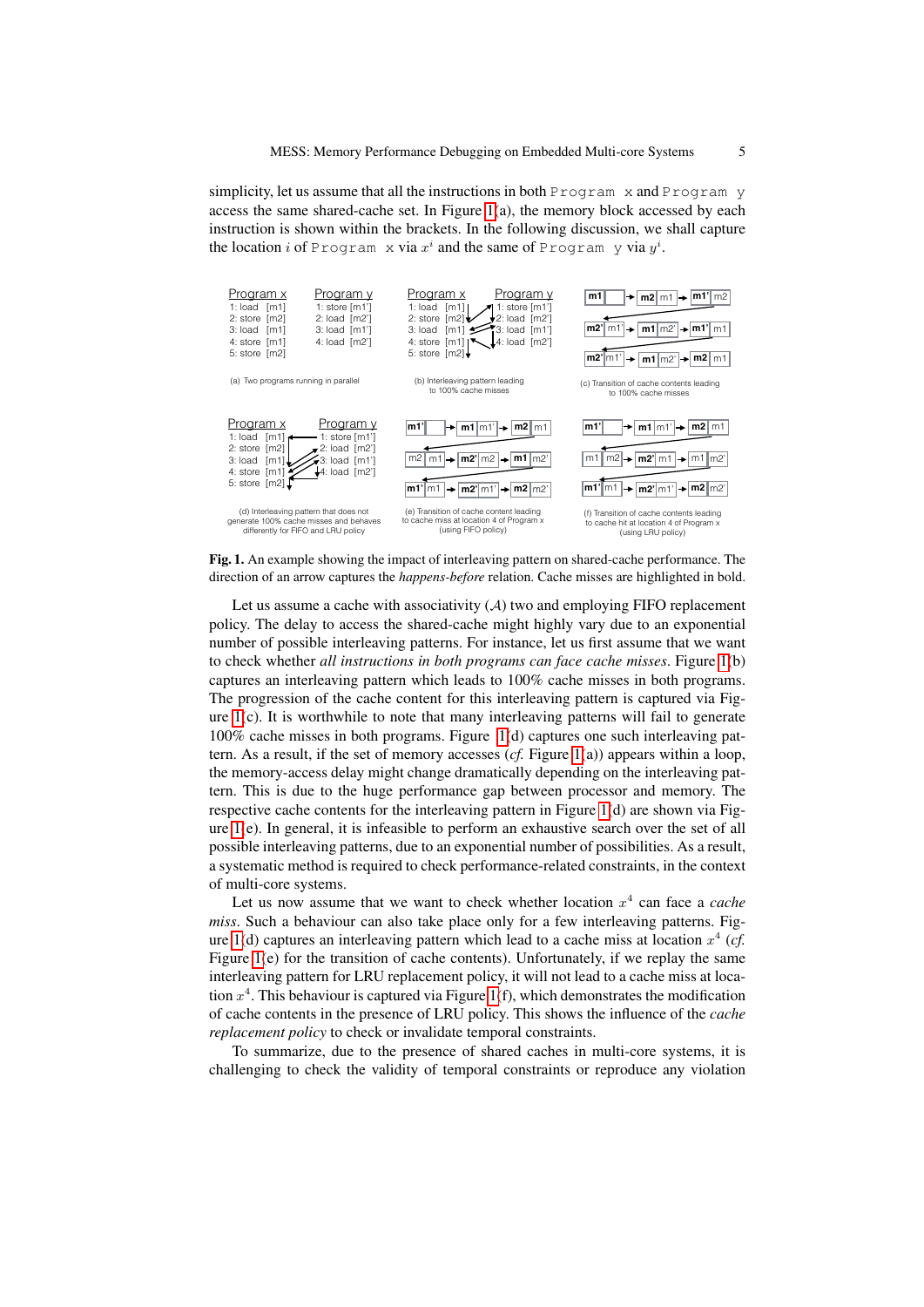simplicity, let us assume that all the instructions in both `Program x` and `Program y` access the same shared-cache set. In Figure 1(a), the memory block accessed by each instruction is shown within the brackets. In the following discussion, we shall capture the location $i$ of `Program x` via $x^i$ and the same of `Program y` via $y^i$.

**Fig. 1.** An example showing the impact of interleaving pattern on shared-cache performance. The direction of an arrow captures the *happens-before* relation. Cache misses are highlighted in bold.

Let us assume a cache with associativity ($\mathcal{A}$) two and employing FIFO replacement policy. The delay to access the shared-cache might highly vary due to an exponential number of possible interleaving patterns. For instance, let us first assume that we want to check whether *all instructions in both programs can face cache misses*. Figure 1(b) captures an interleaving pattern which leads to 100% cache misses in both programs. The progression of the cache content for this interleaving pattern is captured via Figure 1(c). It is worthwhile to note that many interleaving patterns will fail to generate 100% cache misses in both programs. Figure 1(d) captures one such interleaving pattern. As a result, if the set of memory accesses (*cf.* Figure 1(a)) appears within a loop, the memory-access delay might change dramatically depending on the interleaving pattern. This is due to the huge performance gap between processor and memory. The respective cache contents for the interleaving pattern in Figure 1(d) are shown via Figure 1(e). In general, it is infeasible to perform an exhaustive search over the set of all possible interleaving patterns, due to an exponential number of possibilities. As a result, a systematic method is required to check performance-related constraints, in the context of multi-core systems.

Let us now assume that we want to check whether location $x^4$ can face a *cache miss*. Such a behaviour can also take place only for a few interleaving patterns. Figure 1(d) captures an interleaving pattern which lead to a cache miss at location $x^4$ (*cf.* Figure 1(e) for the transition of cache contents). Unfortunately, if we replay the same interleaving pattern for LRU replacement policy, it will not lead to a cache miss at location $x^4$. This behaviour is captured via Figure 1(f), which demonstrates the modification of cache contents in the presence of LRU policy. This shows the influence of the *cache replacement policy* to check or invalidate temporal constraints.

To summarize, due to the presence of shared caches in multi-core systems, it is challenging to check the validity of temporal constraints or reproduce any violation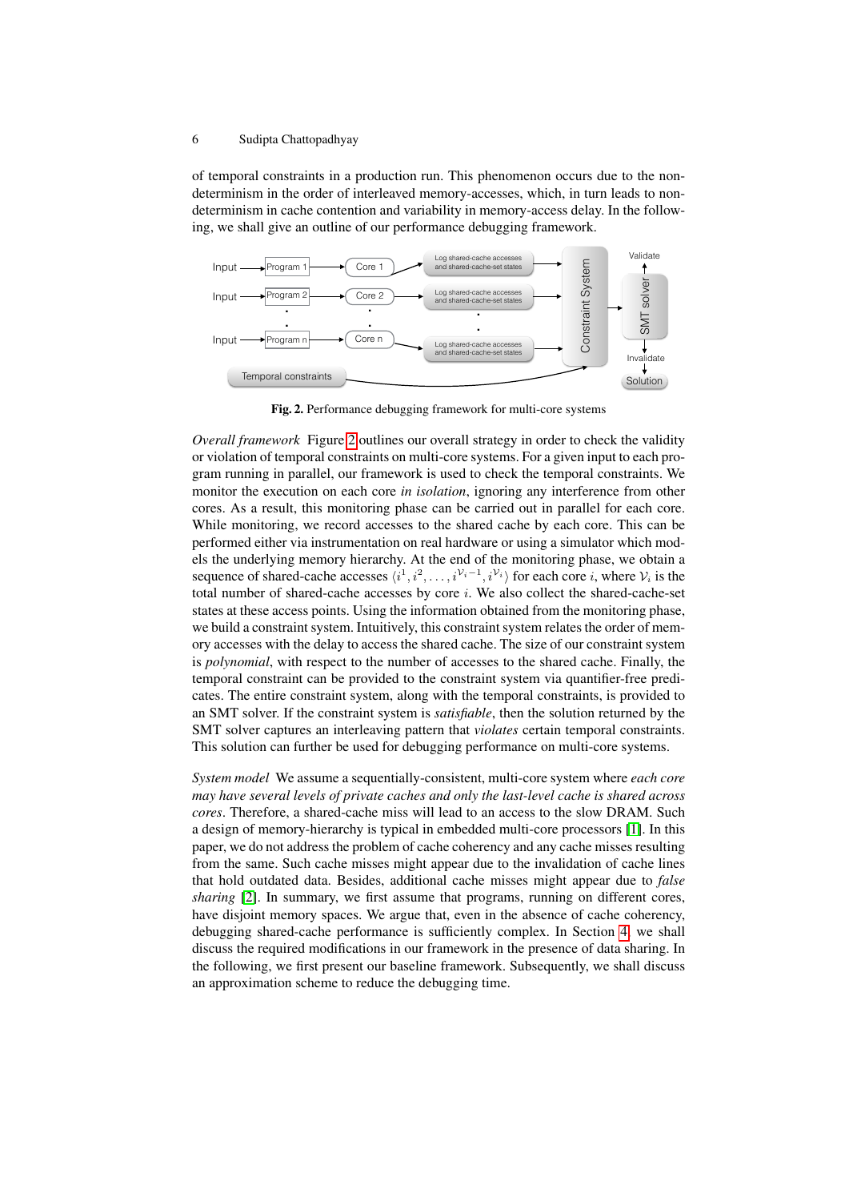of temporal constraints in a production run. This phenomenon occurs due to the non-determinism in the order of interleaved memory-accesses, which, in turn leads to non-determinism in cache contention and variability in memory-access delay. In the following, we shall give an outline of our performance debugging framework.

**Fig. 2.** Performance debugging framework for multi-core systems

*Overall framework* Figure 2 outlines our overall strategy in order to check the validity or violation of temporal constraints on multi-core systems. For a given input to each program running in parallel, our framework is used to check the temporal constraints. We monitor the execution on each core *in isolation*, ignoring any interference from other cores. As a result, this monitoring phase can be carried out in parallel for each core. While monitoring, we record accesses to the shared cache by each core. This can be performed either via instrumentation on real hardware or using a simulator which models the underlying memory hierarchy. At the end of the monitoring phase, we obtain a sequence of shared-cache accesses $\langle i^1, i^2, \ldots, i^{\mathcal{V}_i - 1}, i^{\mathcal{V}_i} \rangle$ for each core $i$, where $\mathcal{V}_i$ is the total number of shared-cache accesses by core $i$. We also collect the shared-cache-set states at these access points. Using the information obtained from the monitoring phase, we build a constraint system. Intuitively, this constraint system relates the order of memory accesses with the delay to access the shared cache. The size of our constraint system is *polynomial*, with respect to the number of accesses to the shared cache. Finally, the temporal constraint can be provided to the constraint system via quantifier-free predicates. The entire constraint system, along with the temporal constraints, is provided to an SMT solver. If the constraint system is *satisfiable*, then the solution returned by the SMT solver captures an interleaving pattern that *violates* certain temporal constraints. This solution can further be used for debugging performance on multi-core systems.

*System model* We assume a sequentially-consistent, multi-core system where *each core may have several levels of private caches and only the last-level cache is shared across cores*. Therefore, a shared-cache miss will lead to an access to the slow DRAM. Such a design of memory-hierarchy is typical in embedded multi-core processors [1]. In this paper, we do not address the problem of cache coherency and any cache misses resulting from the same. Such cache misses might appear due to the invalidation of cache lines that hold outdated data. Besides, additional cache misses might appear due to *false sharing* [2]. In summary, we first assume that programs, running on different cores, have disjoint memory spaces. We argue that, even in the absence of cache coherency, debugging shared-cache performance is sufficiently complex. In Section 4, we shall discuss the required modifications in our framework in the presence of data sharing. In the following, we first present our baseline framework. Subsequently, we shall discuss an approximation scheme to reduce the debugging time.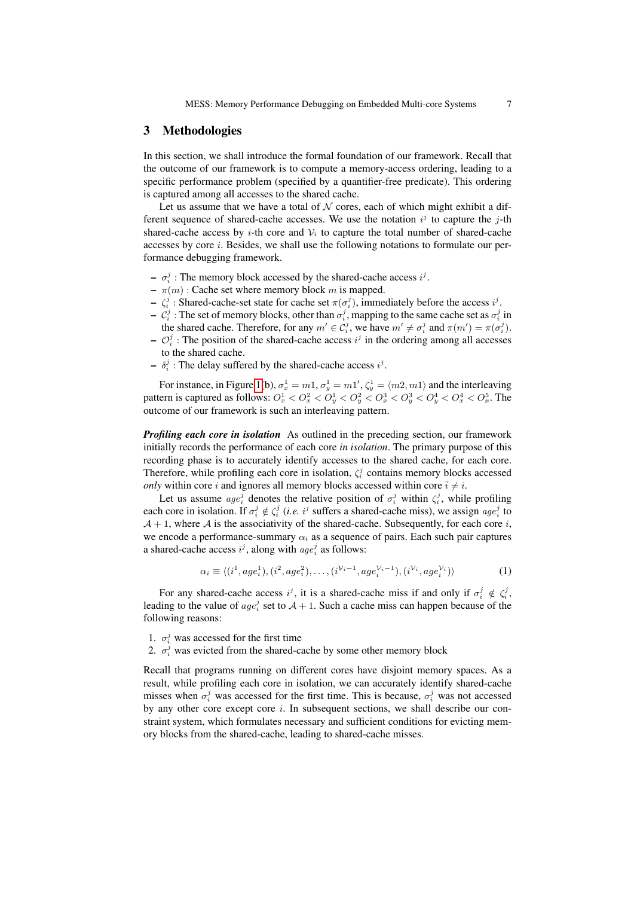## 3 Methodologies

In this section, we shall introduce the formal foundation of our framework. Recall that the outcome of our framework is to compute a memory-access ordering, leading to a specific performance problem (specified by a quantifier-free predicate). This ordering is captured among all accesses to the shared cache.

Let us assume that we have a total of $\mathcal{N}$ cores, each of which might exhibit a different sequence of shared-cache accesses. We use the notation $i^j$ to capture the $j$-th shared-cache access by $i$-th core and $\mathcal{V}_i$ to capture the total number of shared-cache accesses by core $i$. Besides, we shall use the following notations to formulate our performance debugging framework.

- $\sigma_i^j$ : The memory block accessed by the shared-cache access $i^j$.
- $\pi(m)$ : Cache set where memory block $m$ is mapped.
- $\zeta_i^j$ : Shared-cache-set state for cache set $\pi(\sigma_i^j)$, immediately before the access $i^j$.
- $\mathcal{C}_i^j$ : The set of memory blocks, other than $\sigma_i^j$, mapping to the same cache set as $\sigma_i^j$ in the shared cache. Therefore, for any $m' \in \mathcal{C}_i^j$, we have $m' \neq \sigma_i^j$ and $\pi(m') = \pi(\sigma_i^j)$.
- $\mathcal{O}_i^j$ : The position of the shared-cache access $i^j$ in the ordering among all accesses to the shared cache.
- $\delta_i^j$ : The delay suffered by the shared-cache access $i^j$.

For instance, in Figure 1(b), $\sigma_x^1 = m1$, $\sigma_y^1 = m1'$, $\zeta_y^1 = \langle m2, m1 \rangle$ and the interleaving pattern is captured as follows: $O_x^1 < O_x^2 < O_y^1 < O_y^2 < O_x^3 < O_y^3 < O_y^4 < O_x^4 < O_x^5$. The outcome of our framework is such an interleaving pattern.

***Profiling each core in isolation*** As outlined in the preceding section, our framework initially records the performance of each core *in isolation*. The primary purpose of this recording phase is to accurately identify accesses to the shared cache, for each core. Therefore, while profiling each core in isolation, $\zeta_i^j$ contains memory blocks accessed *only* within core $i$ and ignores all memory blocks accessed within core $\bar{i} \neq i$.

Let us assume $age_i^j$ denotes the relative position of $\sigma_i^j$ within $\zeta_i^j$, while profiling each core in isolation. If $\sigma_i^j \notin \zeta_i^j$ (*i.e.* $i^j$ suffers a shared-cache miss), we assign $age_i^j$ to $\mathcal{A} + 1$, where $\mathcal{A}$ is the associativity of the shared-cache. Subsequently, for each core $i$, we encode a performance-summary $\alpha_i$ as a sequence of pairs. Each such pair captures a shared-cache access $i^j$, along with $age_i^j$ as follows:

$$\alpha_i \equiv \langle (i^1, age_i^1), (i^2, age_i^2), \ldots, (i^{\mathcal{V}_i - 1}, age_i^{\mathcal{V}_i - 1}), (i^{\mathcal{V}_i}, age_i^{\mathcal{V}_i}) \rangle \qquad (1)$$

For any shared-cache access $i^j$, it is a shared-cache miss if and only if $\sigma_i^j \notin \zeta_i^j$, leading to the value of $age_i^j$ set to $\mathcal{A} + 1$. Such a cache miss can happen because of the following reasons:

1. $\sigma_i^j$ was accessed for the first time
2. $\sigma_i^j$ was evicted from the shared-cache by some other memory block

Recall that programs running on different cores have disjoint memory spaces. As a result, while profiling each core in isolation, we can accurately identify shared-cache misses when $\sigma_i^j$ was accessed for the first time. This is because, $\sigma_i^j$ was not accessed by any other core except core $i$. In subsequent sections, we shall describe our constraint system, which formulates necessary and sufficient conditions for evicting memory blocks from the shared-cache, leading to shared-cache misses.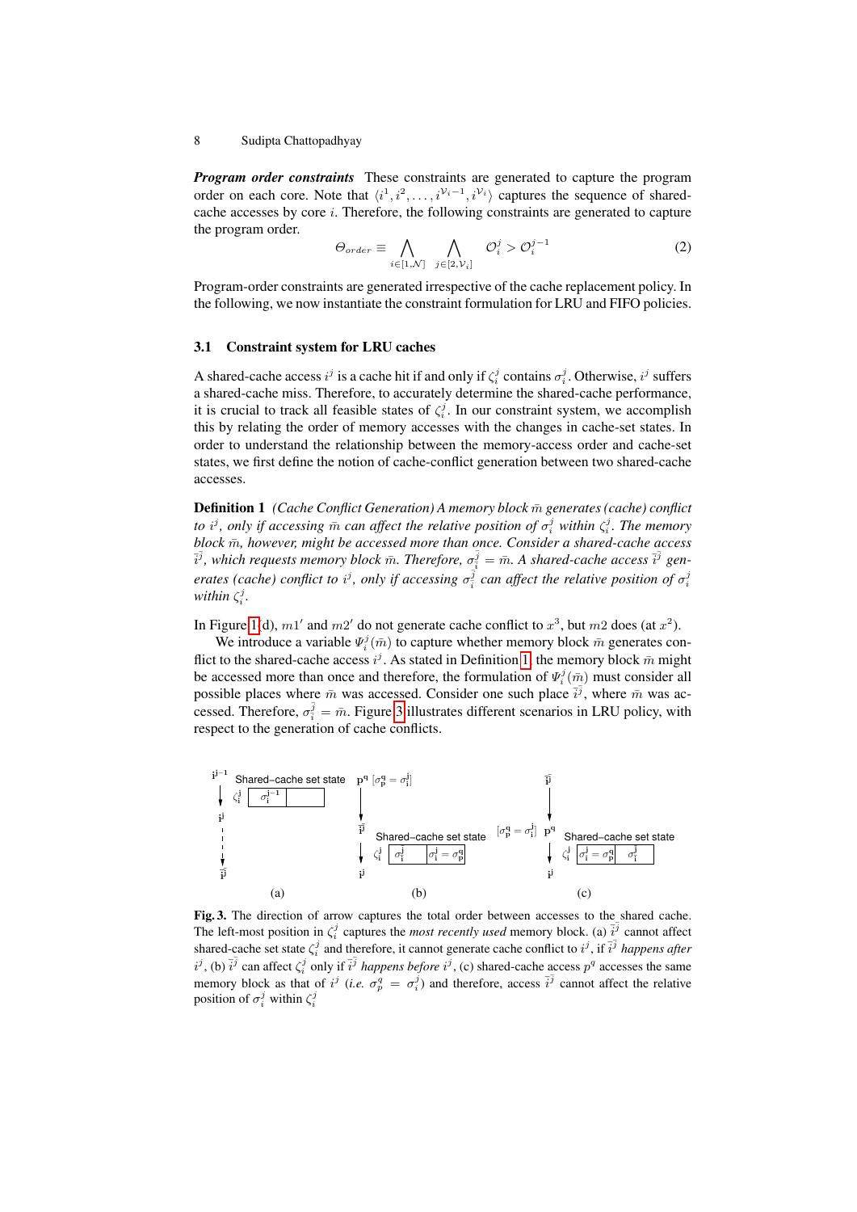***Program order constraints*** These constraints are generated to capture the program order on each core. Note that $\langle i^1, i^2, \ldots, i^{\mathcal{V}_i - 1}, i^{\mathcal{V}_i} \rangle$ captures the sequence of shared-cache accesses by core $i$. Therefore, the following constraints are generated to capture the program order.

$$\Theta_{order} \equiv \bigwedge_{i \in [1, \mathcal{N}]} \bigwedge_{j \in [2, \mathcal{V}_i]} \mathcal{O}_i^j > \mathcal{O}_i^{j-1} \tag{2}$$

Program-order constraints are generated irrespective of the cache replacement policy. In the following, we now instantiate the constraint formulation for LRU and FIFO policies.

## 3.1 Constraint system for LRU caches

A shared-cache access $i^j$ is a cache hit if and only if $\zeta_i^j$ contains $\sigma_i^j$. Otherwise, $i^j$ suffers a shared-cache miss. Therefore, to accurately determine the shared-cache performance, it is crucial to track all feasible states of $\zeta_i^j$. In our constraint system, we accomplish this by relating the order of memory accesses with the changes in cache-set states. In order to understand the relationship between the memory-access order and cache-set states, we first define the notion of cache-conflict generation between two shared-cache accesses.

**Definition 1** *(Cache Conflict Generation) A memory block $\bar{m}$ generates (cache) conflict to $i^j$, only if accessing $\bar{m}$ can affect the relative position of $\sigma_i^j$ within $\zeta_i^j$. The memory block $\bar{m}$, however, might be accessed more than once. Consider a shared-cache access $\bar{i}^{\bar{j}}$, which requests memory block $\bar{m}$. Therefore, $\sigma_{\bar{i}}^{\bar{j}} = \bar{m}$. A shared-cache access $\bar{i}^{\bar{j}}$ generates (cache) conflict to $i^j$, only if accessing $\sigma_{\bar{i}}^{\bar{j}}$ can affect the relative position of $\sigma_i^j$ within $\zeta_i^j$.*

In Figure 1(d), $m1'$ and $m2'$ do not generate cache conflict to $x^3$, but $m2$ does (at $x^2$).

We introduce a variable $\Psi_i^j(\bar{m})$ to capture whether memory block $\bar{m}$ generates conflict to the shared-cache access $i^j$. As stated in Definition 1, the memory block $\bar{m}$ might be accessed more than once and therefore, the formulation of $\Psi_i^j(\bar{m})$ must consider all possible places where $\bar{m}$ was accessed. Consider one such place $\bar{i}^{\bar{j}}$, where $\bar{m}$ was accessed. Therefore, $\sigma_{\bar{i}}^{\bar{j}} = \bar{m}$. Figure 3 illustrates different scenarios in LRU policy, with respect to the generation of cache conflicts.

**Fig. 3.** The direction of arrow captures the total order between accesses to the shared cache. The left-most position in $\zeta_i^j$ captures the *most recently used* memory block. (a) $\bar{i}^{\bar{j}}$ cannot affect shared-cache set state $\zeta_i^j$ and therefore, it cannot generate cache conflict to $i^j$, if $\bar{i}^{\bar{j}}$ *happens after* $i^j$, (b) $\bar{i}^{\bar{j}}$ can affect $\zeta_i^j$ only if $\bar{i}^{\bar{j}}$ *happens before* $i^j$, (c) shared-cache access $p^q$ accesses the same memory block as that of $i^j$ (*i.e.* $\sigma_p^q = \sigma_i^j$) and therefore, access $\bar{i}^{\bar{j}}$ cannot affect the relative position of $\sigma_i^j$ within $\zeta_i^j$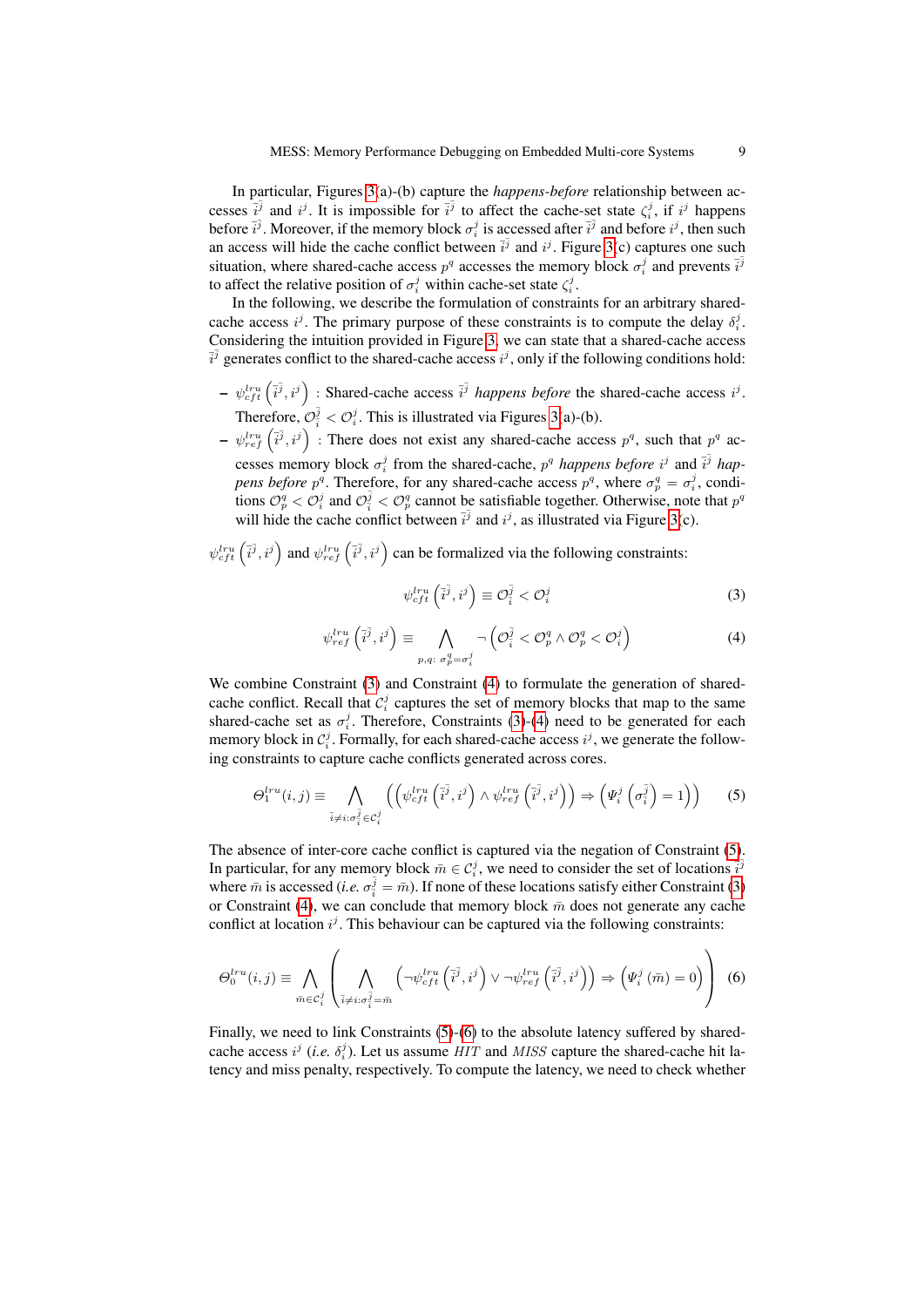In particular, Figures 3(a)-(b) capture the *happens-before* relationship between accesses $\bar{i}^{\bar{j}}$ and $i^j$. It is impossible for $\bar{i}^{\bar{j}}$ to affect the cache-set state $\zeta_i^j$, if $i^j$ happens before $\bar{i}^{\bar{j}}$. Moreover, if the memory block $\sigma_i^j$ is accessed after $\bar{i}^{\bar{j}}$ and before $i^j$, then such an access will hide the cache conflict between $\bar{i}^{\bar{j}}$ and $i^j$. Figure 3(c) captures one such situation, where shared-cache access $p^q$ accesses the memory block $\sigma_i^j$ and prevents $\bar{i}^{\bar{j}}$ to affect the relative position of $\sigma_i^j$ within cache-set state $\zeta_i^j$.

In the following, we describe the formulation of constraints for an arbitrary shared-cache access $i^j$. The primary purpose of these constraints is to compute the delay $\delta_i^j$. Considering the intuition provided in Figure 3, we can state that a shared-cache access $\bar{i}^{\bar{j}}$ generates conflict to the shared-cache access $i^j$, only if the following conditions hold:

- $\psi_{cft}^{lru}\left(\bar{i}^{\bar{j}}, i^j\right)$ : Shared-cache access $\bar{i}^{\bar{j}}$ *happens before* the shared-cache access $i^j$. Therefore, $\mathcal{O}_{\bar{i}}^{\bar{j}} < \mathcal{O}_i^j$. This is illustrated via Figures 3(a)-(b).
- $\psi_{ref}^{lru}\left(\bar{i}^{\bar{j}}, i^j\right)$ : There does not exist any shared-cache access $p^q$, such that $p^q$ accesses memory block $\sigma_i^j$ from the shared-cache, $p^q$ *happens before* $i^j$ and $\bar{i}^{\bar{j}}$ *happens before* $p^q$. Therefore, for any shared-cache access $p^q$, where $\sigma_p^q = \sigma_i^j$, conditions $\mathcal{O}_p^q < \mathcal{O}_i^j$ and $\mathcal{O}_{\bar{i}}^{\bar{j}} < \mathcal{O}_p^q$ cannot be satisfiable together. Otherwise, note that $p^q$ will hide the cache conflict between $\bar{i}^{\bar{j}}$ and $i^j$, as illustrated via Figure 3(c).

$\psi_{cft}^{lru}\left(\bar{i}^{\bar{j}}, i^j\right)$ and $\psi_{ref}^{lru}\left(\bar{i}^{\bar{j}}, i^j\right)$ can be formalized via the following constraints:

$$\psi_{cft}^{lru}\left(\bar{i}^{\bar{j}}, i^j\right) \equiv \mathcal{O}_{\bar{i}}^{\bar{j}} < \mathcal{O}_i^j \tag{3}$$

$$\psi_{ref}^{lru}\left(\bar{i}^{\bar{j}}, i^j\right) \equiv \bigwedge_{p,q:\ \sigma_p^q = \sigma_i^j} \neg\left(\mathcal{O}_{\bar{i}}^{\bar{j}} < \mathcal{O}_p^q \wedge \mathcal{O}_p^q < \mathcal{O}_i^j\right) \tag{4}$$

We combine Constraint (3) and Constraint (4) to formulate the generation of shared-cache conflict. Recall that $\mathcal{C}_i^j$ captures the set of memory blocks that map to the same shared-cache set as $\sigma_i^j$. Therefore, Constraints (3)-(4) need to be generated for each memory block in $\mathcal{C}_i^j$. Formally, for each shared-cache access $i^j$, we generate the following constraints to capture cache conflicts generated across cores.

$$\Theta_1^{lru}(i,j) \equiv \bigwedge_{\bar{i} \neq i: \sigma_{\bar{i}}^{\bar{j}} \in \mathcal{C}_i^j} \left(\left(\psi_{cft}^{lru}\left(\bar{i}^{\bar{j}}, i^j\right) \wedge \psi_{ref}^{lru}\left(\bar{i}^{\bar{j}}, i^j\right)\right) \Rightarrow \left(\Psi_i^j\left(\sigma_{\bar{i}}^{\bar{j}}\right) = 1\right)\right) \tag{5}$$

The absence of inter-core cache conflict is captured via the negation of Constraint (5). In particular, for any memory block $\bar{m} \in \mathcal{C}_i^j$, we need to consider the set of locations $\bar{i}^{\bar{j}}$ where $\bar{m}$ is accessed (*i.e.* $\sigma_{\bar{i}}^{\bar{j}} = \bar{m}$). If none of these locations satisfy either Constraint (3) or Constraint (4), we can conclude that memory block $\bar{m}$ does not generate any cache conflict at location $i^j$. This behaviour can be captured via the following constraints:

$$\Theta_0^{lru}(i,j) \equiv \bigwedge_{\bar{m} \in \mathcal{C}_i^j} \left( \bigwedge_{\bar{i} \neq i: \sigma_{\bar{i}}^{\bar{j}} = \bar{m}} \left(\neg\psi_{cft}^{lru}\left(\bar{i}^{\bar{j}}, i^j\right) \vee \neg\psi_{ref}^{lru}\left(\bar{i}^{\bar{j}}, i^j\right)\right) \Rightarrow \left(\Psi_i^j\left(\bar{m}\right) = 0\right)\right) \tag{6}$$

Finally, we need to link Constraints (5)-(6) to the absolute latency suffered by shared-cache access $i^j$ (*i.e.* $\delta_i^j$). Let us assume *HIT* and *MISS* capture the shared-cache hit latency and miss penalty, respectively. To compute the latency, we need to check whether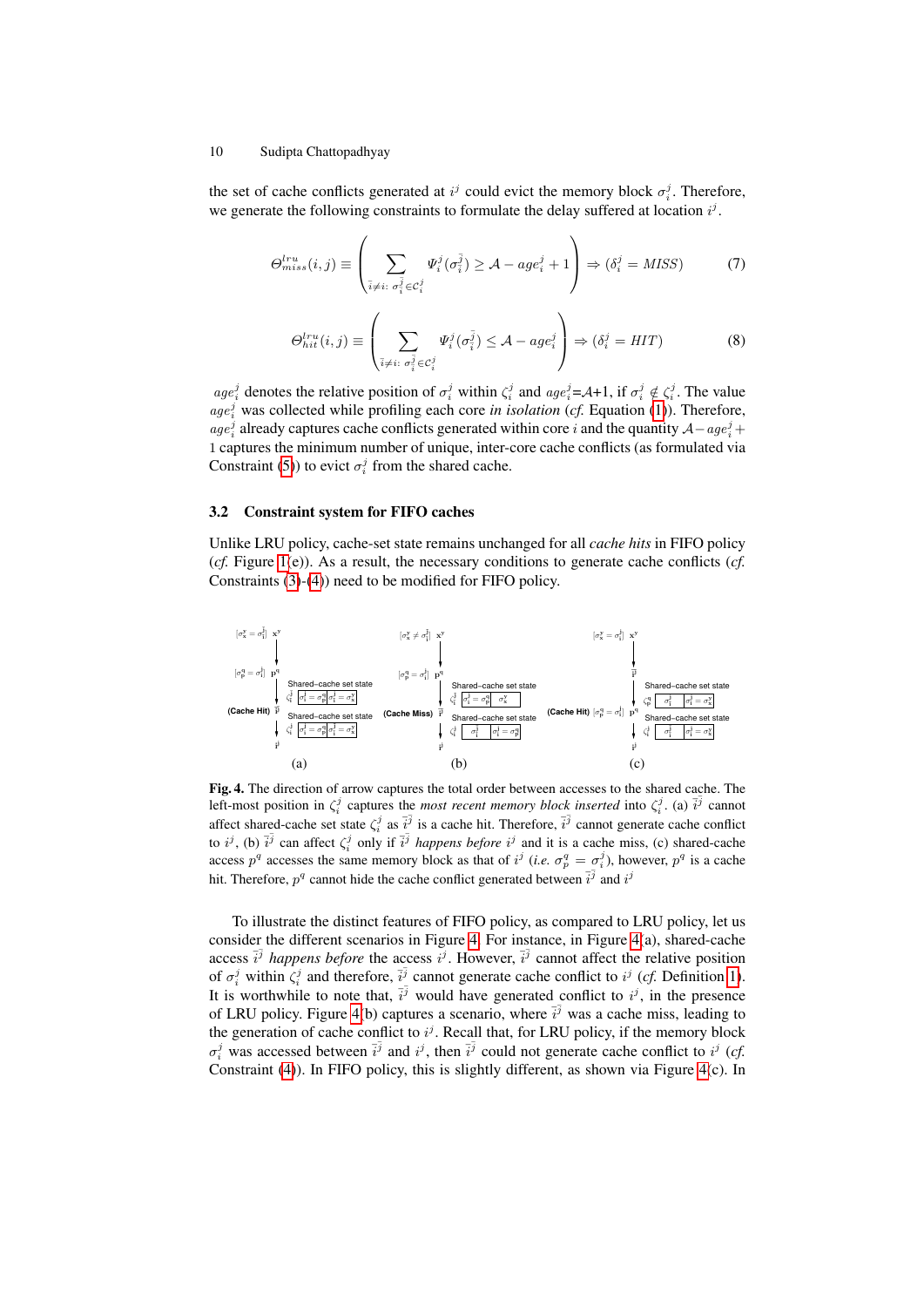the set of cache conflicts generated at $i^j$ could evict the memory block $\sigma_i^j$. Therefore, we generate the following constraints to formulate the delay suffered at location $i^j$.

$$\Theta_{miss}^{lru}(i,j) \equiv \left( \sum_{\bar{i} \neq i:\ \sigma_{\bar{i}}^{\bar{j}} \in \mathcal{C}_i^j} \Psi_i^j(\sigma_{\bar{i}}^{\bar{j}}) \geq \mathcal{A} - age_i^j + 1 \right) \Rightarrow (\delta_i^j = MISS) \tag{7}$$

$$\Theta_{hit}^{lru}(i,j) \equiv \left( \sum_{\bar{i} \neq i:\ \sigma_{\bar{i}}^{\bar{j}} \in \mathcal{C}_i^j} \Psi_i^j(\sigma_{\bar{i}}^{\bar{j}}) \leq \mathcal{A} - age_i^j \right) \Rightarrow (\delta_i^j = HIT) \tag{8}$$

$age_i^j$ denotes the relative position of $\sigma_i^j$ within $\zeta_i^j$ and $age_i^j$=$\mathcal{A}$+1, if $\sigma_i^j \notin \zeta_i^j$. The value $age_i^j$ was collected while profiling each core *in isolation* (*cf.* Equation (1)). Therefore, $age_i^j$ already captures cache conflicts generated within core $i$ and the quantity $\mathcal{A} - age_i^j + 1$ captures the minimum number of unique, inter-core cache conflicts (as formulated via Constraint (5)) to evict $\sigma_i^j$ from the shared cache.

### 3.2 Constraint system for FIFO caches

Unlike LRU policy, cache-set state remains unchanged for all *cache hits* in FIFO policy (*cf.* Figure 1(e)). As a result, the necessary conditions to generate cache conflicts (*cf.* Constraints (3)-(4)) need to be modified for FIFO policy.

**Fig. 4.** The direction of arrow captures the total order between accesses to the shared cache. The left-most position in $\zeta_i^j$ captures the *most recent memory block inserted* into $\zeta_i^j$. (a) $\bar{i}^{\bar{j}}$ cannot affect shared-cache set state $\zeta_i^j$ as $\bar{i}^{\bar{j}}$ is a cache hit. Therefore, $\bar{i}^{\bar{j}}$ cannot generate cache conflict to $i^j$, (b) $\bar{i}^{\bar{j}}$ can affect $\zeta_i^j$ only if $\bar{i}^{\bar{j}}$ *happens before* $i^j$ and it is a cache miss, (c) shared-cache access $p^q$ accesses the same memory block as that of $i^j$ (*i.e.* $\sigma_p^q = \sigma_i^j$), however, $p^q$ is a cache hit. Therefore, $p^q$ cannot hide the cache conflict generated between $\bar{i}^{\bar{j}}$ and $i^j$

To illustrate the distinct features of FIFO policy, as compared to LRU policy, let us consider the different scenarios in Figure 4. For instance, in Figure 4(a), shared-cache access $\bar{i}^{\bar{j}}$ *happens before* the access $i^j$. However, $\bar{i}^{\bar{j}}$ cannot affect the relative position of $\sigma_i^j$ within $\zeta_i^j$ and therefore, $\bar{i}^{\bar{j}}$ cannot generate cache conflict to $i^j$ (*cf.* Definition 1). It is worthwhile to note that, $\bar{i}^{\bar{j}}$ would have generated conflict to $i^j$, in the presence of LRU policy. Figure 4(b) captures a scenario, where $\bar{i}^{\bar{j}}$ was a cache miss, leading to the generation of cache conflict to $i^j$. Recall that, for LRU policy, if the memory block $\sigma_i^j$ was accessed between $\bar{i}^{\bar{j}}$ and $i^j$, then $\bar{i}^{\bar{j}}$ could not generate cache conflict to $i^j$ (*cf.* Constraint (4)). In FIFO policy, this is slightly different, as shown via Figure 4(c). In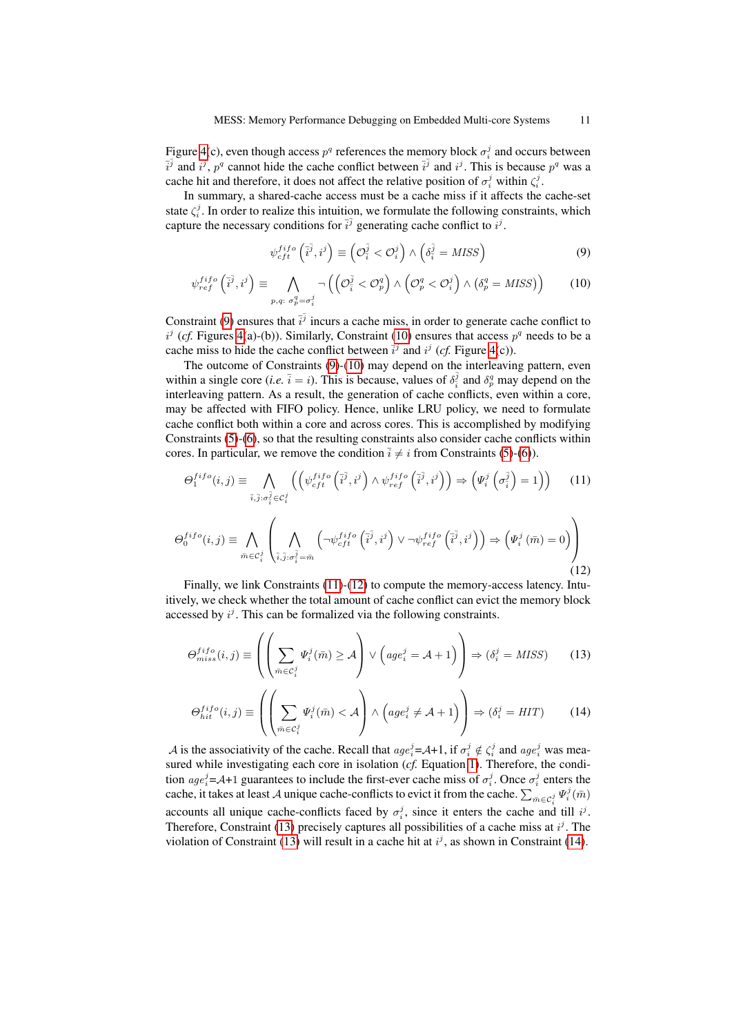Figure 4(c), even though access $p^q$ references the memory block $\sigma_i^j$ and occurs between $\bar{i}^{\bar{j}}$ and $i^j$, $p^q$ cannot hide the cache conflict between $\bar{i}^{\bar{j}}$ and $i^j$. This is because $p^q$ was a cache hit and therefore, it does not affect the relative position of $\sigma_i^j$ within $\zeta_i^j$.

In summary, a shared-cache access must be a cache miss if it affects the cache-set state $\zeta_i^j$. In order to realize this intuition, we formulate the following constraints, which capture the necessary conditions for $\bar{i}^{\bar{j}}$ generating cache conflict to $i^j$.

$$\psi_{cft}^{fifo}\left(\bar{i}^{\bar{j}}, i^j\right) \equiv \left(\mathcal{O}_{\bar{i}}^{\bar{j}} < \mathcal{O}_i^j\right) \wedge \left(\delta_{\bar{i}}^{\bar{j}} = MISS\right) \tag{9}$$

$$\psi_{ref}^{fifo}\left(\bar{i}^{\bar{j}}, i^j\right) \equiv \bigwedge_{p,q:\ \sigma_p^q = \sigma_i^j} \neg\left(\left(\mathcal{O}_{\bar{i}}^{\bar{j}} < \mathcal{O}_p^q\right) \wedge \left(\mathcal{O}_p^q < \mathcal{O}_i^j\right) \wedge \left(\delta_p^q = MISS\right)\right) \tag{10}$$

Constraint (9) ensures that $\bar{i}^{\bar{j}}$ incurs a cache miss, in order to generate cache conflict to $i^j$ (*cf.* Figures 4(a)-(b)). Similarly, Constraint (10) ensures that access $p^q$ needs to be a cache miss to hide the cache conflict between $\bar{i}^{\bar{j}}$ and $i^j$ (*cf.* Figure 4(c)).

The outcome of Constraints (9)-(10) may depend on the interleaving pattern, even within a single core (*i.e.* $\bar{i} = i$). This is because, values of $\delta_{\bar{i}}^{\bar{j}}$ and $\delta_p^q$ may depend on the interleaving pattern. As a result, the generation of cache conflicts, even within a core, may be affected with FIFO policy. Hence, unlike LRU policy, we need to formulate cache conflict both within a core and across cores. This is accomplished by modifying Constraints (5)-(6), so that the resulting constraints also consider cache conflicts within cores. In particular, we remove the condition $\bar{i} \neq i$ from Constraints (5)-(6)).

$$\Theta_1^{fifo}(i,j) \equiv \bigwedge_{\bar{i},\bar{j}:\sigma_{\bar{i}}^{\bar{j}} \in \mathcal{C}_i^j} \left(\left(\psi_{cft}^{fifo}\left(\bar{i}^{\bar{j}}, i^j\right) \wedge \psi_{ref}^{fifo}\left(\bar{i}^{\bar{j}}, i^j\right)\right) \Rightarrow \left(\Psi_i^j\left(\sigma_{\bar{i}}^{\bar{j}}\right) = 1\right)\right) \tag{11}$$

$$\Theta_0^{fifo}(i,j) \equiv \bigwedge_{\bar{m} \in \mathcal{C}_i^j} \left(\bigwedge_{\bar{i},\bar{j}:\sigma_{\bar{i}}^{\bar{j}} = \bar{m}} \left(\neg\psi_{cft}^{fifo}\left(\bar{i}^{\bar{j}}, i^j\right) \vee \neg\psi_{ref}^{fifo}\left(\bar{i}^{\bar{j}}, i^j\right)\right) \Rightarrow \left(\Psi_i^j\left(\bar{m}\right) = 0\right)\right) \tag{12}$$

Finally, we link Constraints (11)-(12) to compute the memory-access latency. Intuitively, we check whether the total amount of cache conflict can evict the memory block accessed by $i^j$. This can be formalized via the following constraints.

$$\Theta_{miss}^{fifo}(i,j) \equiv \left(\left(\sum_{\bar{m} \in \mathcal{C}_i^j} \Psi_i^j(\bar{m}) \geq \mathcal{A}\right) \vee \left(age_i^j = \mathcal{A} + 1\right)\right) \Rightarrow \left(\delta_i^j = MISS\right) \tag{13}$$

$$\Theta_{hit}^{fifo}(i,j) \equiv \left(\left(\sum_{\bar{m} \in \mathcal{C}_i^j} \Psi_i^j(\bar{m}) < \mathcal{A}\right) \wedge \left(age_i^j \neq \mathcal{A} + 1\right)\right) \Rightarrow \left(\delta_i^j = HIT\right) \tag{14}$$

$\mathcal{A}$ is the associativity of the cache. Recall that $age_i^j$=$\mathcal{A}$+1, if $\sigma_i^j \notin \zeta_i^j$ and $age_i^j$ was measured while investigating each core in isolation (*cf.* Equation 1). Therefore, the condition $age_i^j$=$\mathcal{A}$+1 guarantees to include the first-ever cache miss of $\sigma_i^j$. Once $\sigma_i^j$ enters the cache, it takes at least $\mathcal{A}$ unique cache-conflicts to evict it from the cache. $\sum_{\bar{m} \in \mathcal{C}_i^j} \Psi_i^j(\bar{m})$ accounts all unique cache-conflicts faced by $\sigma_i^j$, since it enters the cache and till $i^j$. Therefore, Constraint (13) precisely captures all possibilities of a cache miss at $i^j$. The violation of Constraint (13) will result in a cache hit at $i^j$, as shown in Constraint (14).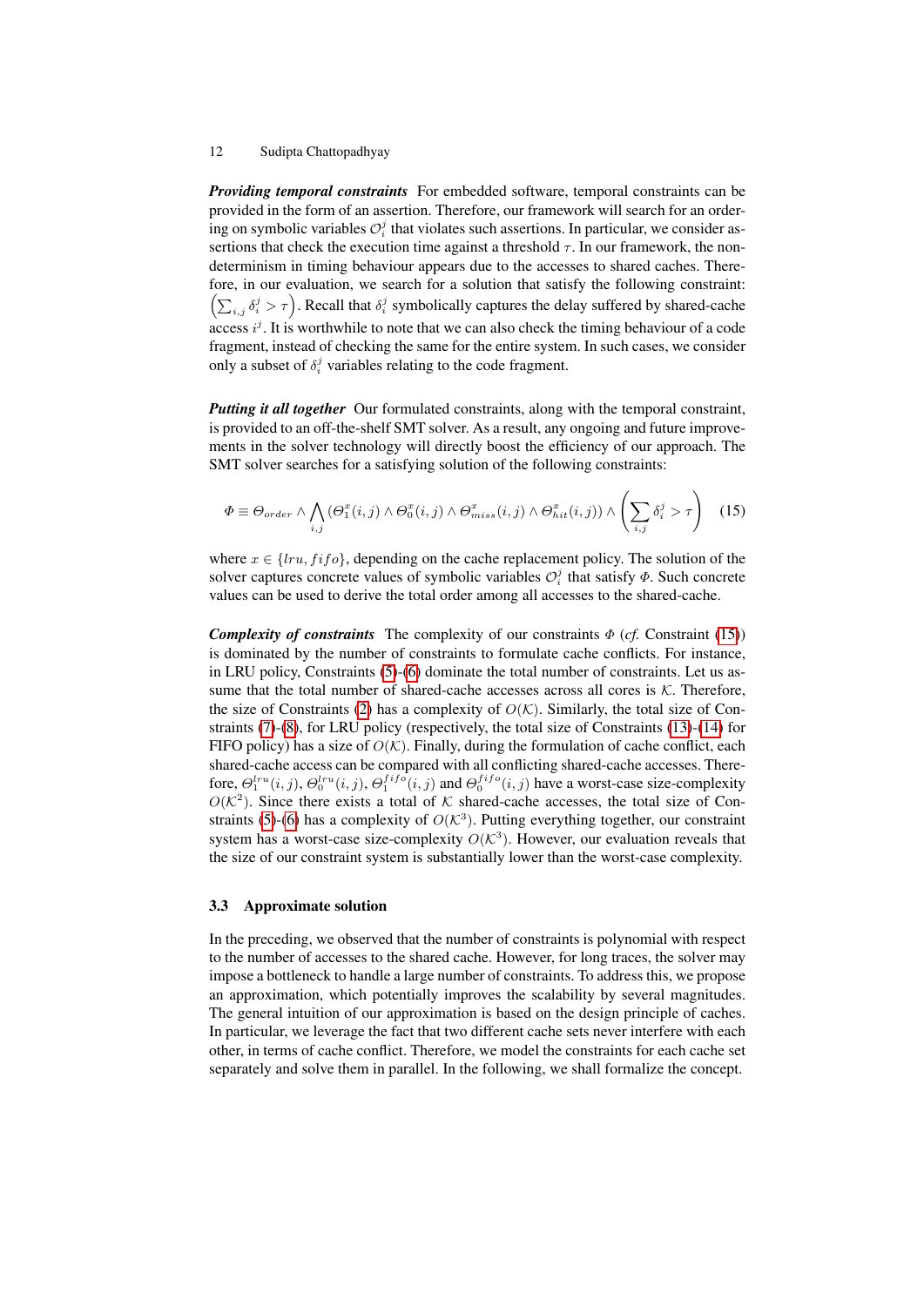***Providing temporal constraints*** For embedded software, temporal constraints can be provided in the form of an assertion. Therefore, our framework will search for an ordering on symbolic variables $\mathcal{O}_i^j$ that violates such assertions. In particular, we consider assertions that check the execution time against a threshold $\tau$. In our framework, the non-determinism in timing behaviour appears due to the accesses to shared caches. Therefore, in our evaluation, we search for a solution that satisfy the following constraint: $\left(\sum_{i,j} \delta_i^j > \tau\right)$. Recall that $\delta_i^j$ symbolically captures the delay suffered by shared-cache access $i^j$. It is worthwhile to note that we can also check the timing behaviour of a code fragment, instead of checking the same for the entire system. In such cases, we consider only a subset of $\delta_i^j$ variables relating to the code fragment.

***Putting it all together*** Our formulated constraints, along with the temporal constraint, is provided to an off-the-shelf SMT solver. As a result, any ongoing and future improvements in the solver technology will directly boost the efficiency of our approach. The SMT solver searches for a satisfying solution of the following constraints:

$$\Phi \equiv \Theta_{order} \wedge \bigwedge_{i,j} \left(\Theta_1^x(i,j) \wedge \Theta_0^x(i,j) \wedge \Theta_{miss}^x(i,j) \wedge \Theta_{hit}^x(i,j)\right) \wedge \left(\sum_{i,j} \delta_i^j > \tau\right) \quad (15)$$

where $x \in \{lru, fifo\}$, depending on the cache replacement policy. The solution of the solver captures concrete values of symbolic variables $\mathcal{O}_i^j$ that satisfy $\Phi$. Such concrete values can be used to derive the total order among all accesses to the shared-cache.

***Complexity of constraints*** The complexity of our constraints $\Phi$ (*cf.* Constraint (15)) is dominated by the number of constraints to formulate cache conflicts. For instance, in LRU policy, Constraints (5)-(6) dominate the total number of constraints. Let us assume that the total number of shared-cache accesses across all cores is $\mathcal{K}$. Therefore, the size of Constraints (2) has a complexity of $O(\mathcal{K})$. Similarly, the total size of Constraints (7)-(8), for LRU policy (respectively, the total size of Constraints (13)-(14) for FIFO policy) has a size of $O(\mathcal{K})$. Finally, during the formulation of cache conflict, each shared-cache access can be compared with all conflicting shared-cache accesses. Therefore, $\Theta_1^{lru}(i,j)$, $\Theta_0^{lru}(i,j)$, $\Theta_1^{fifo}(i,j)$ and $\Theta_0^{fifo}(i,j)$ have a worst-case size-complexity $O(\mathcal{K}^2)$. Since there exists a total of $\mathcal{K}$ shared-cache accesses, the total size of Constraints (5)-(6) has a complexity of $O(\mathcal{K}^3)$. Putting everything together, our constraint system has a worst-case size-complexity $O(\mathcal{K}^3)$. However, our evaluation reveals that the size of our constraint system is substantially lower than the worst-case complexity.

### 3.3 Approximate solution

In the preceding, we observed that the number of constraints is polynomial with respect to the number of accesses to the shared cache. However, for long traces, the solver may impose a bottleneck to handle a large number of constraints. To address this, we propose an approximation, which potentially improves the scalability by several magnitudes. The general intuition of our approximation is based on the design principle of caches. In particular, we leverage the fact that two different cache sets never interfere with each other, in terms of cache conflict. Therefore, we model the constraints for each cache set separately and solve them in parallel. In the following, we shall formalize the concept.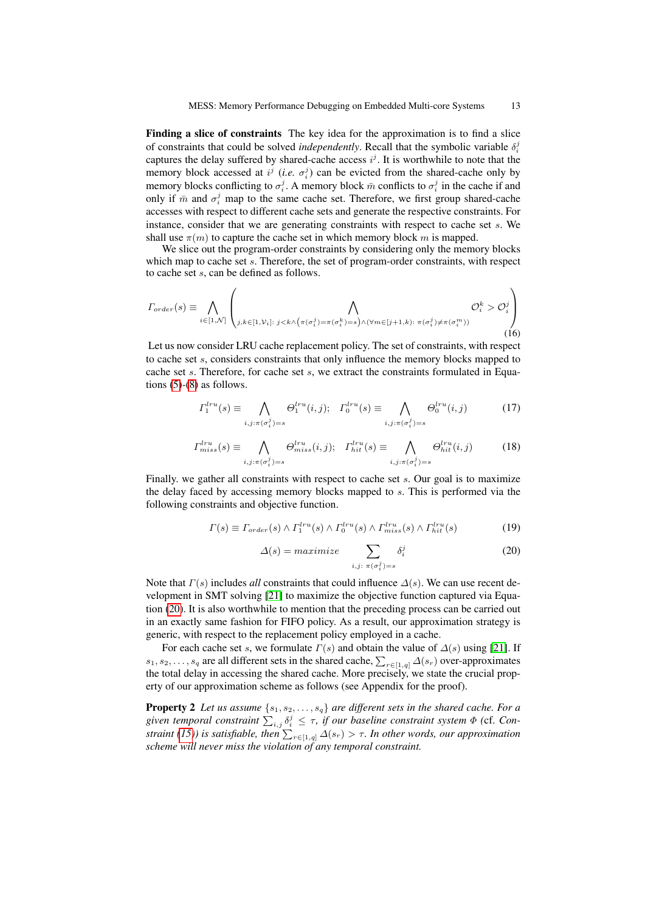**Finding a slice of constraints** The key idea for the approximation is to find a slice of constraints that could be solved *independently*. Recall that the symbolic variable $\delta_i^j$ captures the delay suffered by shared-cache access $i^j$. It is worthwhile to note that the memory block accessed at $i^j$ (*i.e.* $\sigma_i^j$) can be evicted from the shared-cache only by memory blocks conflicting to $\sigma_i^j$. A memory block $\bar{m}$ conflicts to $\sigma_i^j$ in the cache if and only if $\bar{m}$ and $\sigma_i^j$ map to the same cache set. Therefore, we first group shared-cache accesses with respect to different cache sets and generate the respective constraints. For instance, consider that we are generating constraints with respect to cache set $s$. We shall use $\pi(m)$ to capture the cache set in which memory block $m$ is mapped.

We slice out the program-order constraints by considering only the memory blocks which map to cache set $s$. Therefore, the set of program-order constraints, with respect to cache set $s$, can be defined as follows.

$$\Gamma_{order}(s) \equiv \bigwedge_{i \in [1,\mathcal{N}]} \left( \bigwedge_{j,k \in [1,\mathcal{V}_i]:\ j<k \wedge \left(\pi(\sigma_i^j)=\pi(\sigma_i^k)=s\right) \wedge (\forall m \in [j+1,k):\ \pi(\sigma_i^j) \neq \pi(\sigma_i^m))} \mathcal{O}_i^k > \mathcal{O}_i^j \right) \tag{16}$$

Let us now consider LRU cache replacement policy. The set of constraints, with respect to cache set $s$, considers constraints that only influence the memory blocks mapped to cache set $s$. Therefore, for cache set $s$, we extract the constraints formulated in Equations (5)-(8) as follows.

$$\Gamma_1^{lru}(s) \equiv \bigwedge_{i,j:\pi(\sigma_i^j)=s} \Theta_1^{lru}(i,j); \quad \Gamma_0^{lru}(s) \equiv \bigwedge_{i,j:\pi(\sigma_i^j)=s} \Theta_0^{lru}(i,j) \tag{17}$$

$$\Gamma_{miss}^{lru}(s) \equiv \bigwedge_{i,j:\pi(\sigma_i^j)=s} \Theta_{miss}^{lru}(i,j); \quad \Gamma_{hit}^{lru}(s) \equiv \bigwedge_{i,j:\pi(\sigma_i^j)=s} \Theta_{hit}^{lru}(i,j) \tag{18}$$

Finally. we gather all constraints with respect to cache set $s$. Our goal is to maximize the delay faced by accessing memory blocks mapped to $s$. This is performed via the following constraints and objective function.

$$\Gamma(s) \equiv \Gamma_{order}(s) \wedge \Gamma_1^{lru}(s) \wedge \Gamma_0^{lru}(s) \wedge \Gamma_{miss}^{lru}(s) \wedge \Gamma_{hit}^{lru}(s) \tag{19}$$

$$\Delta(s) = maximize \sum_{i,j:\ \pi(\sigma_i^j)=s} \delta_i^j \tag{20}$$

Note that $\Gamma(s)$ includes *all* constraints that could influence $\Delta(s)$. We can use recent development in SMT solving [21] to maximize the objective function captured via Equation (20). It is also worthwhile to mention that the preceding process can be carried out in an exactly same fashion for FIFO policy. As a result, our approximation strategy is generic, with respect to the replacement policy employed in a cache.

For each cache set $s$, we formulate $\Gamma(s)$ and obtain the value of $\Delta(s)$ using [21]. If $s_1, s_2, \ldots, s_q$ are all different sets in the shared cache, $\sum_{r \in [1,q]} \Delta(s_r)$ over-approximates the total delay in accessing the shared cache. More precisely, we state the crucial property of our approximation scheme as follows (see Appendix for the proof).

**Property 2** *Let us assume* $\{s_1, s_2, \ldots, s_q\}$ *are different sets in the shared cache. For a given temporal constraint* $\sum_{i,j} \delta_i^j \leq \tau$*, if our baseline constraint system* $\Phi$ *(*cf. *Constraint (15)) is satisfiable, then* $\sum_{r \in [1,q]} \Delta(s_r) > \tau$*. In other words, our approximation scheme will never miss the violation of any temporal constraint.*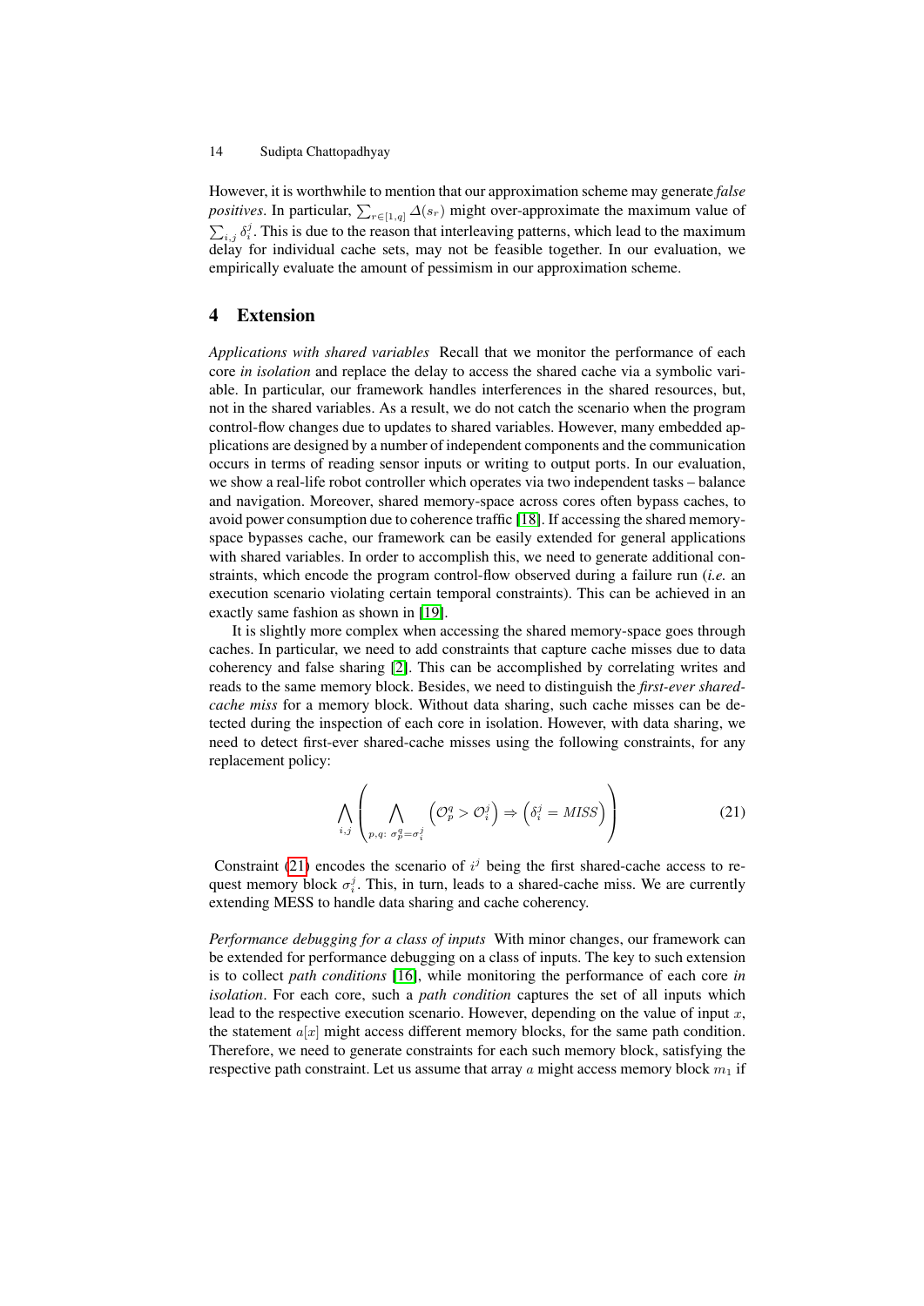However, it is worthwhile to mention that our approximation scheme may generate *false positives*. In particular, $\sum_{r \in [1,q]} \Delta(s_r)$ might over-approximate the maximum value of $\sum_{i,j} \delta_i^j$. This is due to the reason that interleaving patterns, which lead to the maximum delay for individual cache sets, may not be feasible together. In our evaluation, we empirically evaluate the amount of pessimism in our approximation scheme.

# 4 Extension

*Applications with shared variables* Recall that we monitor the performance of each core *in isolation* and replace the delay to access the shared cache via a symbolic variable. In particular, our framework handles interferences in the shared resources, but, not in the shared variables. As a result, we do not catch the scenario when the program control-flow changes due to updates to shared variables. However, many embedded applications are designed by a number of independent components and the communication occurs in terms of reading sensor inputs or writing to output ports. In our evaluation, we show a real-life robot controller which operates via two independent tasks – balance and navigation. Moreover, shared memory-space across cores often bypass caches, to avoid power consumption due to coherence traffic [18]. If accessing the shared memory-space bypasses cache, our framework can be easily extended for general applications with shared variables. In order to accomplish this, we need to generate additional constraints, which encode the program control-flow observed during a failure run (*i.e.* an execution scenario violating certain temporal constraints). This can be achieved in an exactly same fashion as shown in [19].

It is slightly more complex when accessing the shared memory-space goes through caches. In particular, we need to add constraints that capture cache misses due to data coherency and false sharing [2]. This can be accomplished by correlating writes and reads to the same memory block. Besides, we need to distinguish the *first-ever shared-cache miss* for a memory block. Without data sharing, such cache misses can be detected during the inspection of each core in isolation. However, with data sharing, we need to detect first-ever shared-cache misses using the following constraints, for any replacement policy:

$$\bigwedge_{i,j} \left( \bigwedge_{p,q:\ \sigma_p^q = \sigma_i^j} \left( \mathcal{O}_p^q > \mathcal{O}_i^j \right) \Rightarrow \left( \delta_i^j = \mathit{MISS} \right) \right) \tag{21}$$

Constraint (21) encodes the scenario of $i^j$ being the first shared-cache access to request memory block $\sigma_i^j$. This, in turn, leads to a shared-cache miss. We are currently extending MESS to handle data sharing and cache coherency.

*Performance debugging for a class of inputs* With minor changes, our framework can be extended for performance debugging on a class of inputs. The key to such extension is to collect *path conditions* [16], while monitoring the performance of each core *in isolation*. For each core, such a *path condition* captures the set of all inputs which lead to the respective execution scenario. However, depending on the value of input $x$, the statement $a[x]$ might access different memory blocks, for the same path condition. Therefore, we need to generate constraints for each such memory block, satisfying the respective path constraint. Let us assume that array $a$ might access memory block $m_1$ if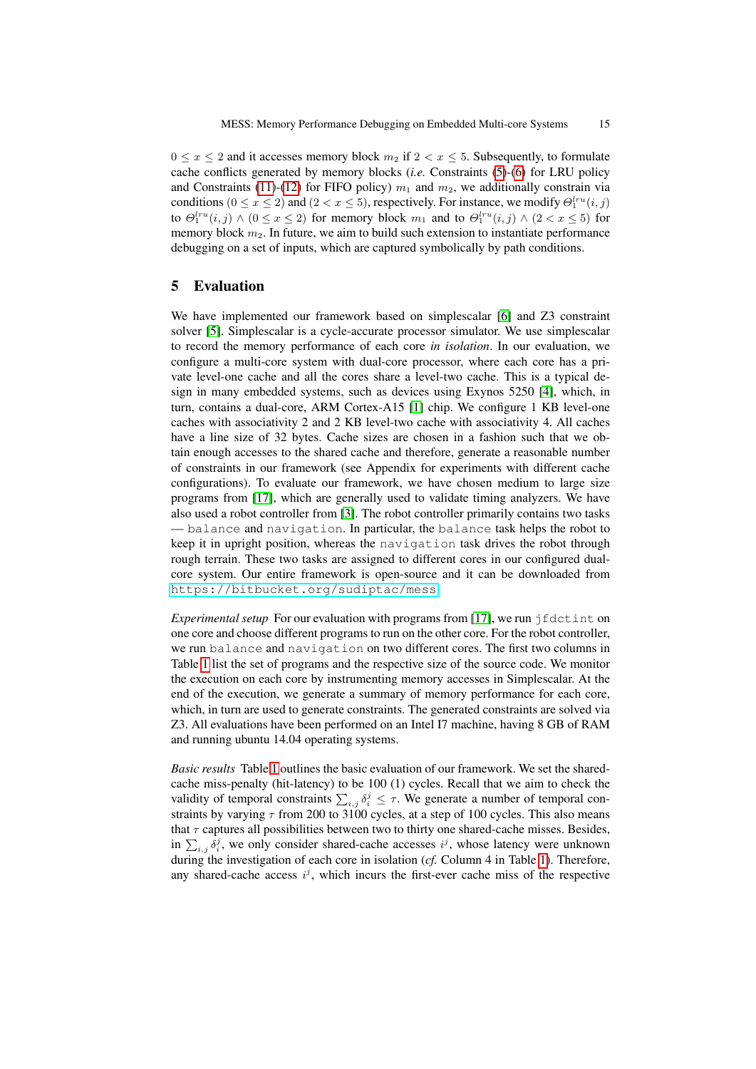$0 \leq x \leq 2$ and it accesses memory block $m_2$ if $2 < x \leq 5$. Subsequently, to formulate cache conflicts generated by memory blocks (*i.e.* Constraints (5)-(6) for LRU policy and Constraints (11)-(12) for FIFO policy) $m_1$ and $m_2$, we additionally constrain via conditions $(0 \leq x \leq 2)$ and $(2 < x \leq 5)$, respectively. For instance, we modify $\Theta_1^{lru}(i,j)$ to $\Theta_1^{lru}(i,j) \wedge (0 \leq x \leq 2)$ for memory block $m_1$ and to $\Theta_1^{lru}(i,j) \wedge (2 < x \leq 5)$ for memory block $m_2$. In future, we aim to build such extension to instantiate performance debugging on a set of inputs, which are captured symbolically by path conditions.

## 5 Evaluation

We have implemented our framework based on simplescalar [6] and Z3 constraint solver [5]. Simplescalar is a cycle-accurate processor simulator. We use simplescalar to record the memory performance of each core *in isolation*. In our evaluation, we configure a multi-core system with dual-core processor, where each core has a private level-one cache and all the cores share a level-two cache. This is a typical design in many embedded systems, such as devices using Exynos 5250 [4], which, in turn, contains a dual-core, ARM Cortex-A15 [1] chip. We configure 1 KB level-one caches with associativity 2 and 2 KB level-two cache with associativity 4. All caches have a line size of 32 bytes. Cache sizes are chosen in a fashion such that we obtain enough accesses to the shared cache and therefore, generate a reasonable number of constraints in our framework (see Appendix for experiments with different cache configurations). To evaluate our framework, we have chosen medium to large size programs from [17], which are generally used to validate timing analyzers. We have also used a robot controller from [3]. The robot controller primarily contains two tasks — `balance` and `navigation`. In particular, the `balance` task helps the robot to keep it in upright position, whereas the `navigation` task drives the robot through rough terrain. These two tasks are assigned to different cores in our configured dual-core system. Our entire framework is open-source and it can be downloaded from `https://bitbucket.org/sudiptac/mess`

*Experimental setup* For our evaluation with programs from [17], we run `jfdctint` on one core and choose different programs to run on the other core. For the robot controller, we run `balance` and `navigation` on two different cores. The first two columns in Table 1 list the set of programs and the respective size of the source code. We monitor the execution on each core by instrumenting memory accesses in Simplescalar. At the end of the execution, we generate a summary of memory performance for each core, which, in turn are used to generate constraints. The generated constraints are solved via Z3. All evaluations have been performed on an Intel I7 machine, having 8 GB of RAM and running ubuntu 14.04 operating systems.

*Basic results* Table 1 outlines the basic evaluation of our framework. We set the shared-cache miss-penalty (hit-latency) to be 100 (1) cycles. Recall that we aim to check the validity of temporal constraints $\sum_{i,j} \delta_i^j \leq \tau$. We generate a number of temporal constraints by varying $\tau$ from 200 to 3100 cycles, at a step of 100 cycles. This also means that $\tau$ captures all possibilities between two to thirty one shared-cache misses. Besides, in $\sum_{i,j} \delta_i^j$, we only consider shared-cache accesses $i^j$, whose latency were unknown during the investigation of each core in isolation (*cf.* Column 4 in Table 1). Therefore, any shared-cache access $i^j$, which incurs the first-ever cache miss of the respective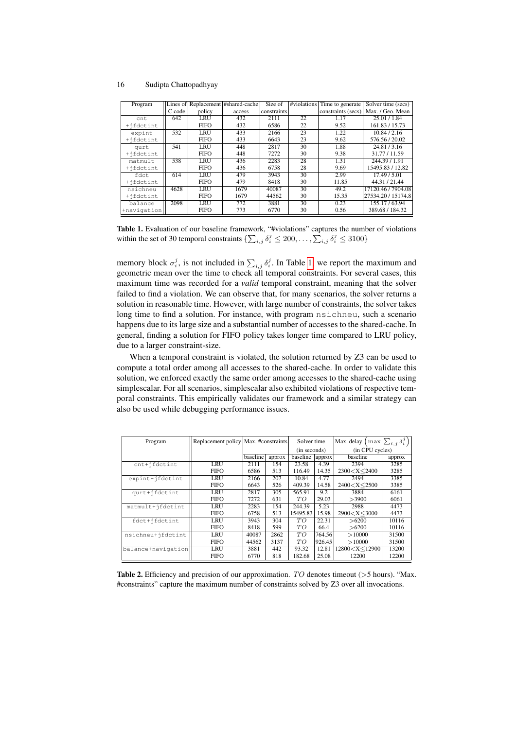| Program | Lines of C code | Replacement policy | #shared-cache access | Size of constraints | #violations | Time to generate constraints (secs) | Solver time (secs) Max. / Geo. Mean |
|---|---|---|---|---|---|---|---|
| cnt | 642 | LRU | 432 | 2111 | 22 | 1.17 | 25.01 / 1.84 |
| +jfdctint | | FIFO | 432 | 6586 | 22 | 9.52 | 161.83 / 15.73 |
| expint | 532 | LRU | 433 | 2166 | 23 | 1.22 | 10.84 / 2.16 |
| +jfdctint | | FIFO | 433 | 6643 | 23 | 9.62 | 576.56 / 20.02 |
| qurt | 541 | LRU | 448 | 2817 | 30 | 1.88 | 24.81 / 3.16 |
| +jfdctint | | FIFO | 448 | 7272 | 30 | 9.38 | 31.77 / 11.59 |
| matmult | 538 | LRU | 436 | 2283 | 28 | 1.31 | 244.39 / 1.91 |
| +jfdctint | | FIFO | 436 | 6758 | 28 | 9.69 | 15495.83 / 12.82 |
| fdct | 614 | LRU | 479 | 3943 | 30 | 2.99 | 17.49 / 5.01 |
| +jfdctint | | FIFO | 479 | 8418 | 30 | 11.85 | 44.31 / 21.44 |
| nsichneu | 4628 | LRU | 1679 | 40087 | 30 | 49.2 | 17120.46 / 7904.08 |
| +jfdctint | | FIFO | 1679 | 44562 | 30 | 15.35 | 27534.20 / 15174.8 |
| balance | 2098 | LRU | 772 | 3881 | 30 | 0.23 | 155.17 / 63.94 |
| +navigation | | FIFO | 773 | 6770 | 30 | 0.56 | 389.68 / 184.32 |

**Table 1.** Evaluation of our baseline framework, "#violations" captures the number of violations within the set of 30 temporal constraints $\{\sum_{i,j} \delta_i^j \leq 200, \ldots, \sum_{i,j} \delta_i^j \leq 3100\}$

memory block $\sigma_i^j$, is not included in $\sum_{i,j} \delta_i^j$. In Table 1, we report the maximum and geometric mean over the time to check all temporal constraints. For several cases, this maximum time was recorded for a *valid* temporal constraint, meaning that the solver failed to find a violation. We can observe that, for many scenarios, the solver returns a solution in reasonable time. However, with large number of constraints, the solver takes long time to find a solution. For instance, with program nsichneu, such a scenario happens due to its large size and a substantial number of accesses to the shared-cache. In general, finding a solution for FIFO policy takes longer time compared to LRU policy, due to a larger constraint-size.

When a temporal constraint is violated, the solution returned by Z3 can be used to compute a total order among all accesses to the shared-cache. In order to validate this solution, we enforced exactly the same order among accesses to the shared-cache using simplescalar. For all scenarios, simplescalar also exhibited violations of respective temporal constraints. This empirically validates our framework and a similar strategy can also be used while debugging performance issues.

| Program | Replacement policy | Max. #constraints | | Solver time (in seconds) | | Max. delay $\left(\max \sum_{i,j} \delta_i^j\right)$ (in CPU cycles) | |
|---|---|---|---|---|---|---|---|
| | | baseline | approx | baseline | approx | baseline | approx |
| cnt+jfdctint | LRU | 2111 | 154 | 23.58 | 4.39 | 2394 | 3285 |
| | FIFO | 6586 | 513 | 116.49 | 14.35 | 2300<X≤2400 | 3285 |
| expint+jfdctint | LRU | 2166 | 207 | 10.84 | 4.77 | 2494 | 3385 |
| | FIFO | 6643 | 526 | 409.39 | 14.58 | 2400<X≤2500 | 3385 |
| qurt+jfdctint | LRU | 2817 | 305 | 565.91 | 9.2 | 3884 | 6161 |
| | FIFO | 7272 | 631 | $TO$ | 29.03 | >3900 | 6061 |
| matmult+jfdctint | LRU | 2283 | 154 | 244.39 | 5.23 | 2988 | 4473 |
| | FIFO | 6758 | 513 | 15495.83 | 15.98 | 2900<X≤3000 | 4473 |
| fdct+jfdctint | LRU | 3943 | 304 | $TO$ | 22.31 | >6200 | 10116 |
| | FIFO | 8418 | 599 | $TO$ | 66.4 | >6200 | 10116 |
| nsichneu+jfdctint | LRU | 40087 | 2862 | $TO$ | 764.56 | >10000 | 31500 |
| | FIFO | 44562 | 3137 | $TO$ | 926.45 | >10000 | 31500 |
| balance+navigation | LRU | 3881 | 442 | 93.32 | 12.81 | 12800<X≤12900 | 13200 |
| | FIFO | 6770 | 818 | 182.68 | 25.08 | 12200 | 12200 |

**Table 2.** Efficiency and precision of our approximation. $TO$ denotes timeout (>5 hours). "Max. #constraints" capture the maximum number of constraints solved by Z3 over all invocations.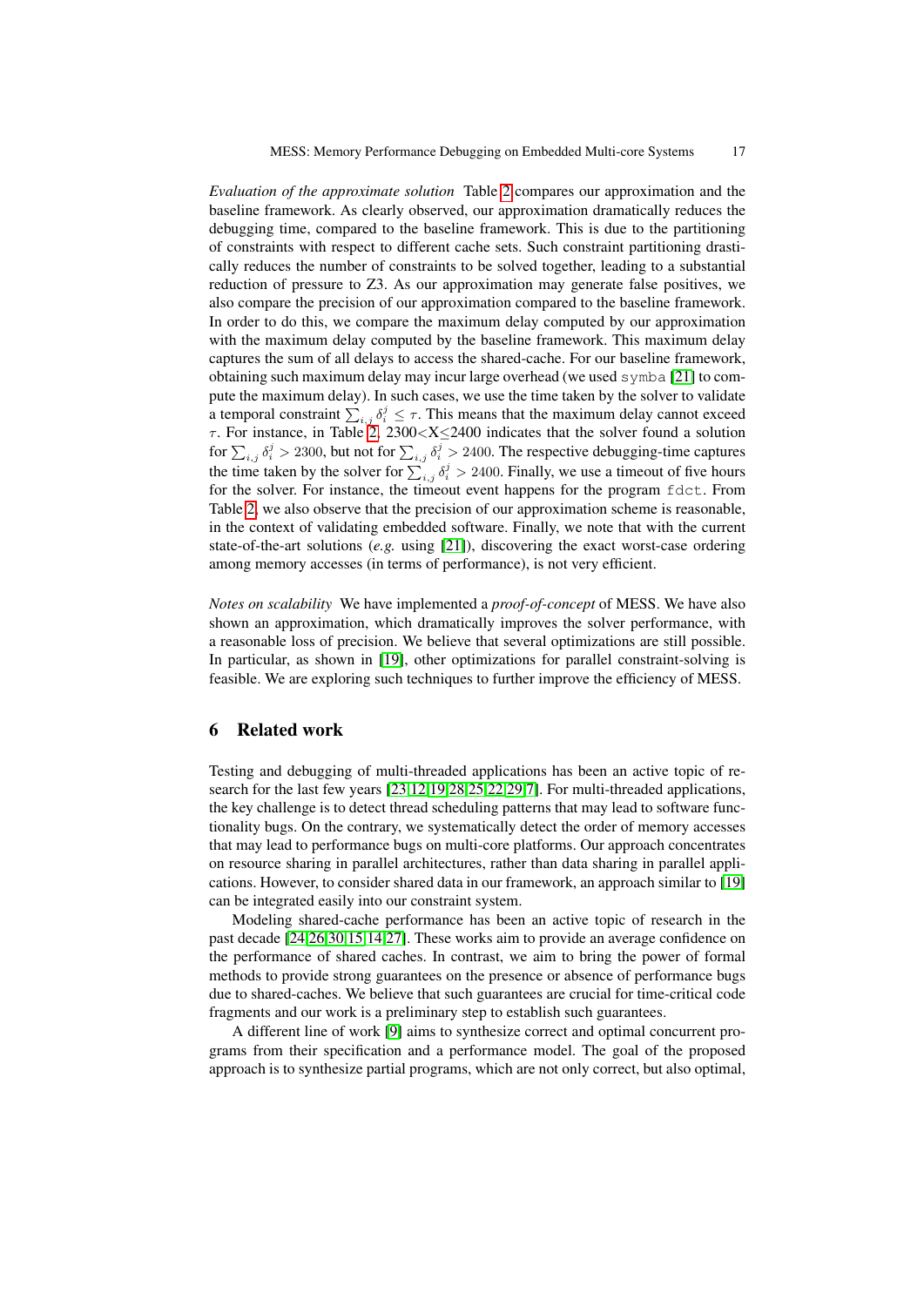*Evaluation of the approximate solution* Table 2 compares our approximation and the baseline framework. As clearly observed, our approximation dramatically reduces the debugging time, compared to the baseline framework. This is due to the partitioning of constraints with respect to different cache sets. Such constraint partitioning drastically reduces the number of constraints to be solved together, leading to a substantial reduction of pressure to Z3. As our approximation may generate false positives, we also compare the precision of our approximation compared to the baseline framework. In order to do this, we compare the maximum delay computed by our approximation with the maximum delay computed by the baseline framework. This maximum delay captures the sum of all delays to access the shared-cache. For our baseline framework, obtaining such maximum delay may incur large overhead (we used `symba` [21] to compute the maximum delay). In such cases, we use the time taken by the solver to validate a temporal constraint $\sum_{i,j} \delta_i^j \leq \tau$. This means that the maximum delay cannot exceed $\tau$. For instance, in Table 2, 2300<X≤2400 indicates that the solver found a solution for $\sum_{i,j} \delta_i^j > 2300$, but not for $\sum_{i,j} \delta_i^j > 2400$. The respective debugging-time captures the time taken by the solver for $\sum_{i,j} \delta_i^j > 2400$. Finally, we use a timeout of five hours for the solver. For instance, the timeout event happens for the program `fdct`. From Table 2, we also observe that the precision of our approximation scheme is reasonable, in the context of validating embedded software. Finally, we note that with the current state-of-the-art solutions (*e.g.* using [21]), discovering the exact worst-case ordering among memory accesses (in terms of performance), is not very efficient.

*Notes on scalability* We have implemented a *proof-of-concept* of MESS. We have also shown an approximation, which dramatically improves the solver performance, with a reasonable loss of precision. We believe that several optimizations are still possible. In particular, as shown in [19], other optimizations for parallel constraint-solving is feasible. We are exploring such techniques to further improve the efficiency of MESS.

## 6 Related work

Testing and debugging of multi-threaded applications has been an active topic of research for the last few years [23,12,19,28,25,22,29,7]. For multi-threaded applications, the key challenge is to detect thread scheduling patterns that may lead to software functionality bugs. On the contrary, we systematically detect the order of memory accesses that may lead to performance bugs on multi-core platforms. Our approach concentrates on resource sharing in parallel architectures, rather than data sharing in parallel applications. However, to consider shared data in our framework, an approach similar to [19] can be integrated easily into our constraint system.

Modeling shared-cache performance has been an active topic of research in the past decade [24,26,30,15,14,27]. These works aim to provide an average confidence on the performance of shared caches. In contrast, we aim to bring the power of formal methods to provide strong guarantees on the presence or absence of performance bugs due to shared-caches. We believe that such guarantees are crucial for time-critical code fragments and our work is a preliminary step to establish such guarantees.

A different line of work [9] aims to synthesize correct and optimal concurrent programs from their specification and a performance model. The goal of the proposed approach is to synthesize partial programs, which are not only correct, but also optimal,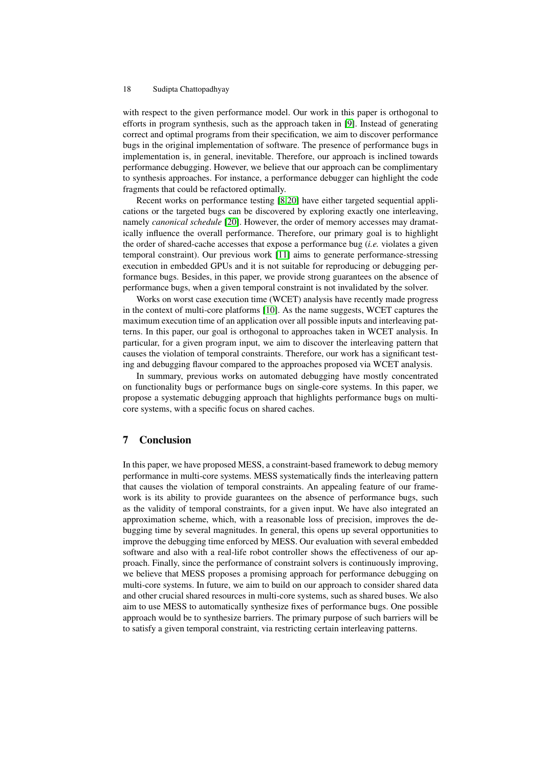with respect to the given performance model. Our work in this paper is orthogonal to efforts in program synthesis, such as the approach taken in [9]. Instead of generating correct and optimal programs from their specification, we aim to discover performance bugs in the original implementation of software. The presence of performance bugs in implementation is, in general, inevitable. Therefore, our approach is inclined towards performance debugging. However, we believe that our approach can be complimentary to synthesis approaches. For instance, a performance debugger can highlight the code fragments that could be refactored optimally.

Recent works on performance testing [8,20] have either targeted sequential applications or the targeted bugs can be discovered by exploring exactly one interleaving, namely *canonical schedule* [20]. However, the order of memory accesses may dramatically influence the overall performance. Therefore, our primary goal is to highlight the order of shared-cache accesses that expose a performance bug (*i.e.* violates a given temporal constraint). Our previous work [11] aims to generate performance-stressing execution in embedded GPUs and it is not suitable for reproducing or debugging performance bugs. Besides, in this paper, we provide strong guarantees on the absence of performance bugs, when a given temporal constraint is not invalidated by the solver.

Works on worst case execution time (WCET) analysis have recently made progress in the context of multi-core platforms [10]. As the name suggests, WCET captures the maximum execution time of an application over all possible inputs and interleaving patterns. In this paper, our goal is orthogonal to approaches taken in WCET analysis. In particular, for a given program input, we aim to discover the interleaving pattern that causes the violation of temporal constraints. Therefore, our work has a significant testing and debugging flavour compared to the approaches proposed via WCET analysis.

In summary, previous works on automated debugging have mostly concentrated on functionality bugs or performance bugs on single-core systems. In this paper, we propose a systematic debugging approach that highlights performance bugs on multi-core systems, with a specific focus on shared caches.

## 7 Conclusion

In this paper, we have proposed MESS, a constraint-based framework to debug memory performance in multi-core systems. MESS systematically finds the interleaving pattern that causes the violation of temporal constraints. An appealing feature of our framework is its ability to provide guarantees on the absence of performance bugs, such as the validity of temporal constraints, for a given input. We have also integrated an approximation scheme, which, with a reasonable loss of precision, improves the debugging time by several magnitudes. In general, this opens up several opportunities to improve the debugging time enforced by MESS. Our evaluation with several embedded software and also with a real-life robot controller shows the effectiveness of our approach. Finally, since the performance of constraint solvers is continuously improving, we believe that MESS proposes a promising approach for performance debugging on multi-core systems. In future, we aim to build on our approach to consider shared data and other crucial shared resources in multi-core systems, such as shared buses. We also aim to use MESS to automatically synthesize fixes of performance bugs. One possible approach would be to synthesize barriers. The primary purpose of such barriers will be to satisfy a given temporal constraint, via restricting certain interleaving patterns.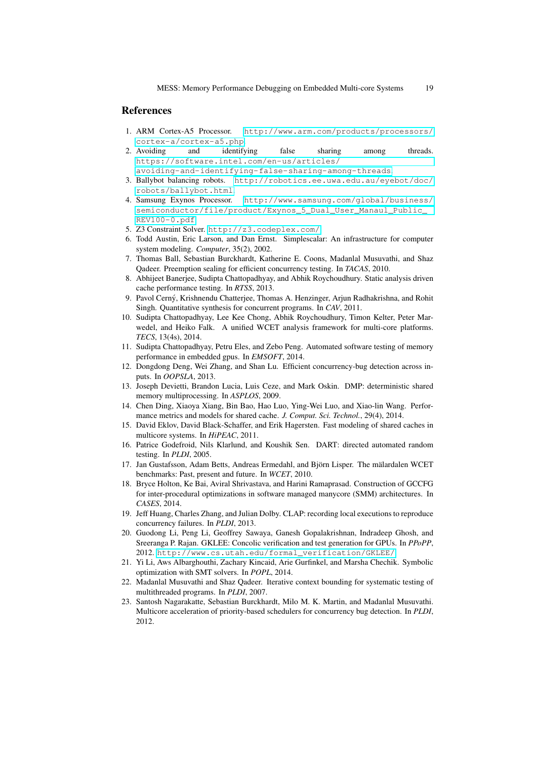## References

1. ARM Cortex-A5 Processor. http://www.arm.com/products/processors/cortex-a/cortex-a5.php
2. Avoiding and identifying false sharing among threads. https://software.intel.com/en-us/articles/avoiding-and-identifying-false-sharing-among-threads
3. Ballybot balancing robots. http://robotics.ee.uwa.edu.au/eyebot/doc/robots/ballybot.html
4. Samsung Exynos Processor. http://www.samsung.com/global/business/semiconductor/file/product/Exynos_5_Dual_User_Manaul_Public_REV100-0.pdf
5. Z3 Constraint Solver. http://z3.codeplex.com/
6. Todd Austin, Eric Larson, and Dan Ernst. Simplescalar: An infrastructure for computer system modeling. *Computer*, 35(2), 2002.
7. Thomas Ball, Sebastian Burckhardt, Katherine E. Coons, Madanlal Musuvathi, and Shaz Qadeer. Preemption sealing for efficient concurrency testing. In *TACAS*, 2010.
8. Abhijeet Banerjee, Sudipta Chattopadhyay, and Abhik Roychoudhury. Static analysis driven cache performance testing. In *RTSS*, 2013.
9. Pavol Cerný, Krishnendu Chatterjee, Thomas A. Henzinger, Arjun Radhakrishna, and Rohit Singh. Quantitative synthesis for concurrent programs. In *CAV*, 2011.
10. Sudipta Chattopadhyay, Lee Kee Chong, Abhik Roychoudhury, Timon Kelter, Peter Marwedel, and Heiko Falk. A unified WCET analysis framework for multi-core platforms. *TECS*, 13(4s), 2014.
11. Sudipta Chattopadhyay, Petru Eles, and Zebo Peng. Automated software testing of memory performance in embedded gpus. In *EMSOFT*, 2014.
12. Dongdong Deng, Wei Zhang, and Shan Lu. Efficient concurrency-bug detection across inputs. In *OOPSLA*, 2013.
13. Joseph Devietti, Brandon Lucia, Luis Ceze, and Mark Oskin. DMP: deterministic shared memory multiprocessing. In *ASPLOS*, 2009.
14. Chen Ding, Xiaoya Xiang, Bin Bao, Hao Luo, Ying-Wei Luo, and Xiao-lin Wang. Performance metrics and models for shared cache. *J. Comput. Sci. Technol.*, 29(4), 2014.
15. David Eklov, David Black-Schaffer, and Erik Hagersten. Fast modeling of shared caches in multicore systems. In *HiPEAC*, 2011.
16. Patrice Godefroid, Nils Klarlund, and Koushik Sen. DART: directed automated random testing. In *PLDI*, 2005.
17. Jan Gustafsson, Adam Betts, Andreas Ermedahl, and Björn Lisper. The mälardalen WCET benchmarks: Past, present and future. In *WCET*, 2010.
18. Bryce Holton, Ke Bai, Aviral Shrivastava, and Harini Ramaprasad. Construction of GCCFG for inter-procedural optimizations in software managed manycore (SMM) architectures. In *CASES*, 2014.
19. Jeff Huang, Charles Zhang, and Julian Dolby. CLAP: recording local executions to reproduce concurrency failures. In *PLDI*, 2013.
20. Guodong Li, Peng Li, Geoffrey Sawaya, Ganesh Gopalakrishnan, Indradeep Ghosh, and Sreeranga P. Rajan. GKLEE: Concolic verification and test generation for GPUs. In *PPoPP*, 2012. http://www.cs.utah.edu/formal_verification/GKLEE/
21. Yi Li, Aws Albarghouthi, Zachary Kincaid, Arie Gurfinkel, and Marsha Chechik. Symbolic optimization with SMT solvers. In *POPL*, 2014.
22. Madanlal Musuvathi and Shaz Qadeer. Iterative context bounding for systematic testing of multithreaded programs. In *PLDI*, 2007.
23. Santosh Nagarakatte, Sebastian Burckhardt, Milo M. K. Martin, and Madanlal Musuvathi. Multicore acceleration of priority-based schedulers for concurrency bug detection. In *PLDI*, 2012.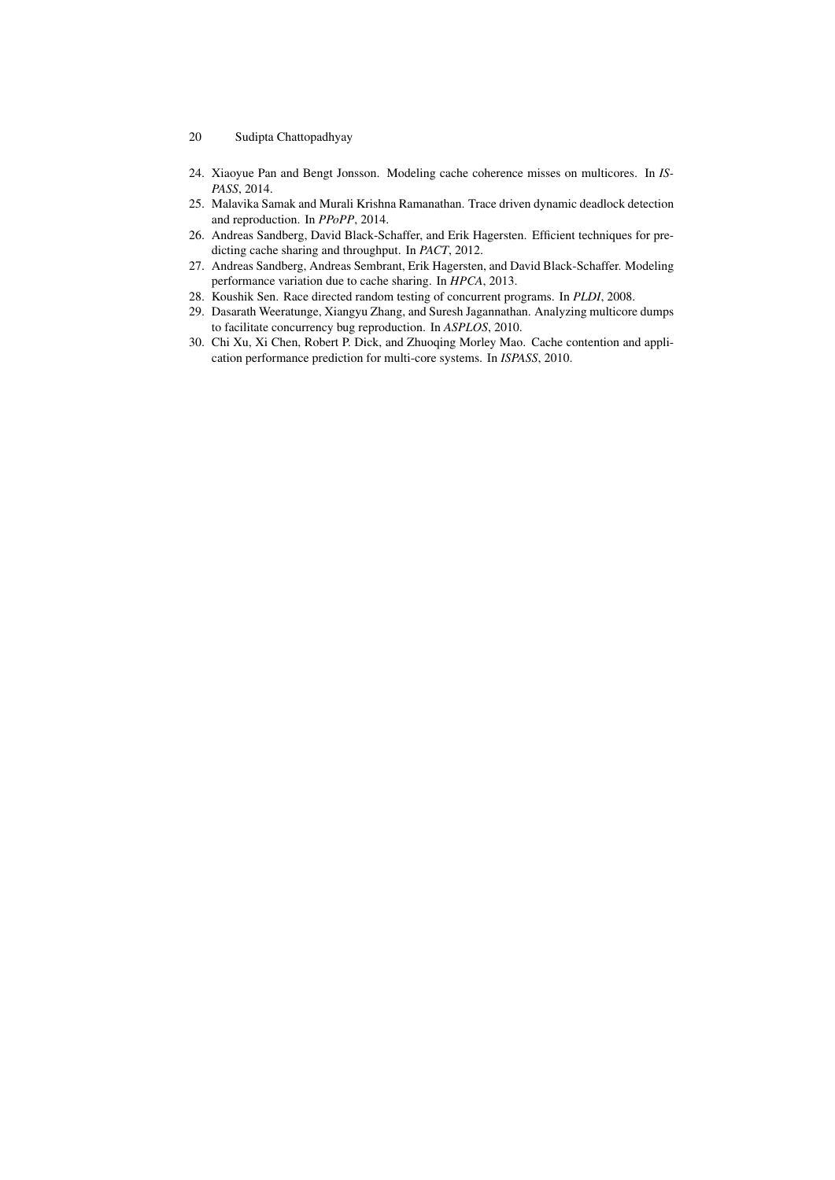24. Xiaoyue Pan and Bengt Jonsson. Modeling cache coherence misses on multicores. In *ISPASS*, 2014.
25. Malavika Samak and Murali Krishna Ramanathan. Trace driven dynamic deadlock detection and reproduction. In *PPoPP*, 2014.
26. Andreas Sandberg, David Black-Schaffer, and Erik Hagersten. Efficient techniques for predicting cache sharing and throughput. In *PACT*, 2012.
27. Andreas Sandberg, Andreas Sembrant, Erik Hagersten, and David Black-Schaffer. Modeling performance variation due to cache sharing. In *HPCA*, 2013.
28. Koushik Sen. Race directed random testing of concurrent programs. In *PLDI*, 2008.
29. Dasarath Weeratunge, Xiangyu Zhang, and Suresh Jagannathan. Analyzing multicore dumps to facilitate concurrency bug reproduction. In *ASPLOS*, 2010.
30. Chi Xu, Xi Chen, Robert P. Dick, and Zhuoqing Morley Mao. Cache contention and application performance prediction for multi-core systems. In *ISPASS*, 2010.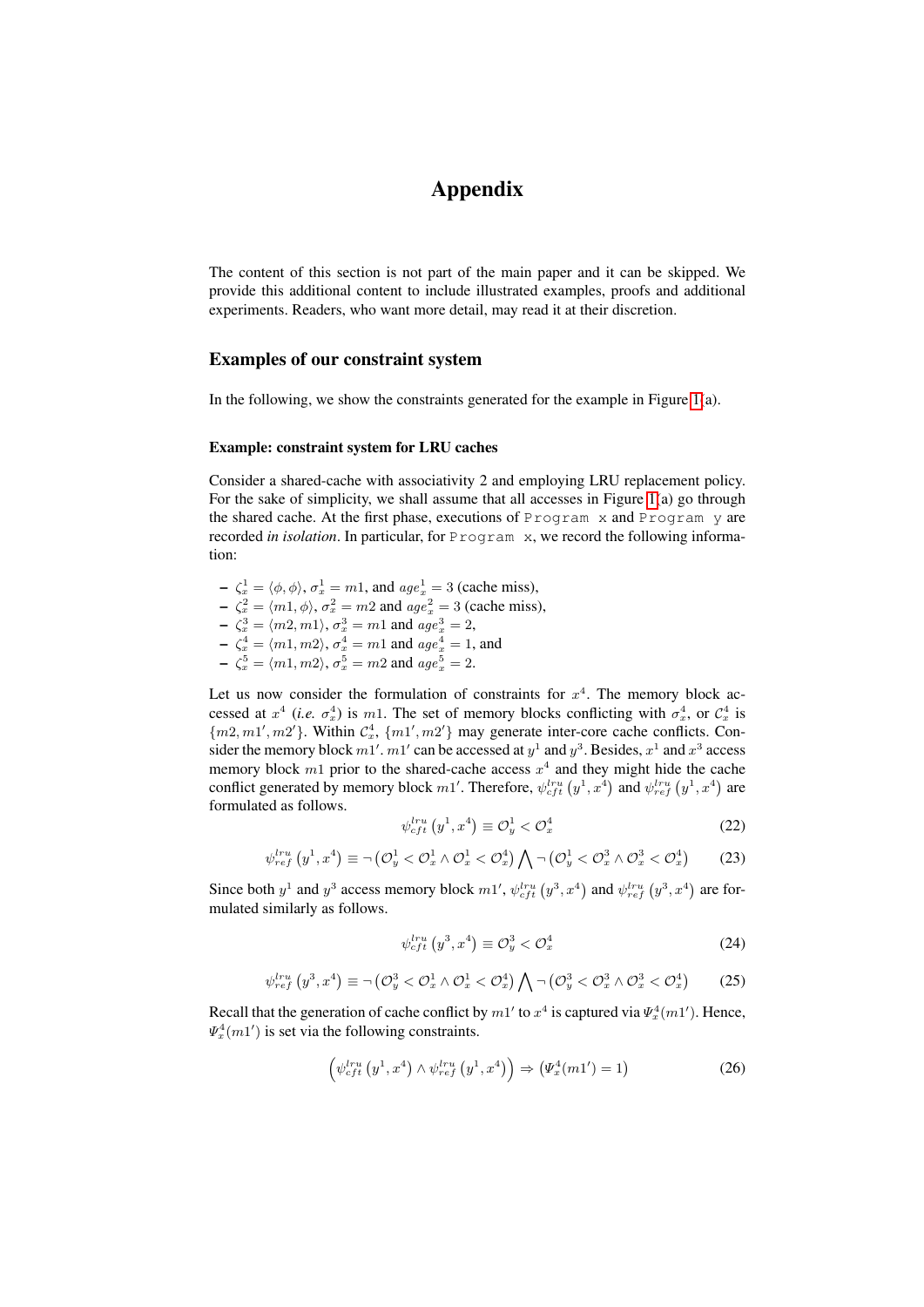# Appendix

The content of this section is not part of the main paper and it can be skipped. We provide this additional content to include illustrated examples, proofs and additional experiments. Readers, who want more detail, may read it at their discretion.

## Examples of our constraint system

In the following, we show the constraints generated for the example in Figure 1(a).

### Example: constraint system for LRU caches

Consider a shared-cache with associativity 2 and employing LRU replacement policy. For the sake of simplicity, we shall assume that all accesses in Figure 1(a) go through the shared cache. At the first phase, executions of `Program x` and `Program y` are recorded *in isolation*. In particular, for `Program x`, we record the following information:

- $\zeta_x^1 = \langle \phi, \phi \rangle$, $\sigma_x^1 = m1$, and $age_x^1 = 3$ (cache miss),
- $\zeta_x^2 = \langle m1, \phi \rangle$, $\sigma_x^2 = m2$ and $age_x^2 = 3$ (cache miss),
- $\zeta_x^3 = \langle m2, m1 \rangle$, $\sigma_x^3 = m1$ and $age_x^3 = 2$,
- $\zeta_x^4 = \langle m1, m2 \rangle$, $\sigma_x^4 = m1$ and $age_x^4 = 1$, and
- $\zeta_x^5 = \langle m1, m2 \rangle$, $\sigma_x^5 = m2$ and $age_x^5 = 2$.

Let us now consider the formulation of constraints for $x^4$. The memory block accessed at $x^4$ (*i.e.* $\sigma_x^4$) is $m1$. The set of memory blocks conflicting with $\sigma_x^4$, or $\mathcal{C}_x^4$ is $\{m2, m1', m2'\}$. Within $\mathcal{C}_x^4$, $\{m1', m2'\}$ may generate inter-core cache conflicts. Consider the memory block $m1'$. $m1'$ can be accessed at $y^1$ and $y^3$. Besides, $x^1$ and $x^3$ access memory block $m1$ prior to the shared-cache access $x^4$ and they might hide the cache conflict generated by memory block $m1'$. Therefore, $\psi_{cft}^{lru}\left(y^1, x^4\right)$ and $\psi_{ref}^{lru}\left(y^1, x^4\right)$ are formulated as follows.

$$\psi_{cft}^{lru}\left(y^1, x^4\right) \equiv \mathcal{O}_y^1 < \mathcal{O}_x^4 \tag{22}$$

$$\psi_{ref}^{lru}\left(y^1, x^4\right) \equiv \neg\left(\mathcal{O}_y^1 < \mathcal{O}_x^1 \wedge \mathcal{O}_x^1 < \mathcal{O}_x^4\right) \bigwedge \neg\left(\mathcal{O}_y^1 < \mathcal{O}_x^3 \wedge \mathcal{O}_x^3 < \mathcal{O}_x^4\right) \tag{23}$$

Since both $y^1$ and $y^3$ access memory block $m1'$, $\psi_{cft}^{lru}\left(y^3, x^4\right)$ and $\psi_{ref}^{lru}\left(y^3, x^4\right)$ are formulated similarly as follows.

$$\psi_{cft}^{lru}\left(y^3, x^4\right) \equiv \mathcal{O}_y^3 < \mathcal{O}_x^4 \tag{24}$$

$$\psi_{ref}^{lru}\left(y^3, x^4\right) \equiv \neg\left(\mathcal{O}_y^3 < \mathcal{O}_x^1 \wedge \mathcal{O}_x^1 < \mathcal{O}_x^4\right) \bigwedge \neg\left(\mathcal{O}_y^3 < \mathcal{O}_x^3 \wedge \mathcal{O}_x^3 < \mathcal{O}_x^4\right) \tag{25}$$

Recall that the generation of cache conflict by $m1'$ to $x^4$ is captured via $\Psi_x^4(m1')$. Hence, $\Psi_x^4(m1')$ is set via the following constraints.

$$\left(\psi_{cft}^{lru}\left(y^1, x^4\right) \wedge \psi_{ref}^{lru}\left(y^1, x^4\right)\right) \Rightarrow \left(\Psi_x^4(m1') = 1\right) \tag{26}$$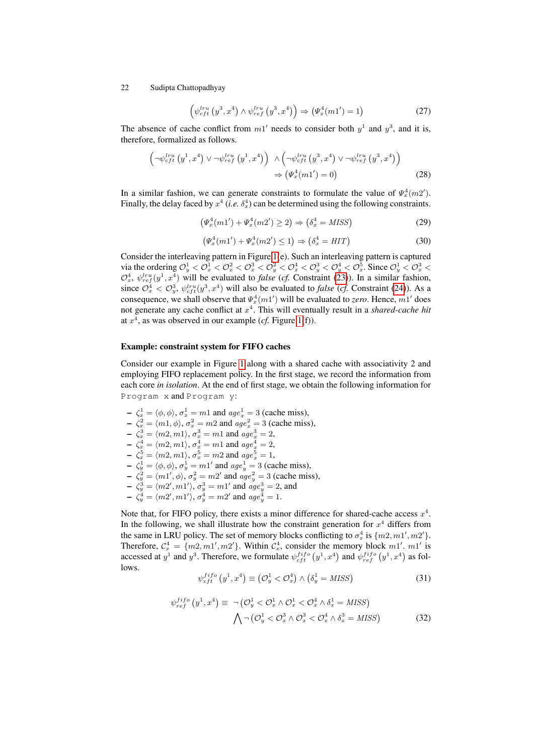$$\left(\psi_{cft}^{lru}\left(y^3, x^4\right) \wedge \psi_{ref}^{lru}\left(y^3, x^4\right)\right) \Rightarrow \left(\Psi_x^4(m1') = 1\right) \tag{27}$$

The absence of cache conflict from $m1'$ needs to consider both $y^1$ and $y^3$, and it is, therefore, formalized as follows.

$$\left(\neg\psi_{cft}^{lru}\left(y^1, x^4\right) \vee \neg\psi_{ref}^{lru}\left(y^1, x^4\right)\right) \wedge \left(\neg\psi_{cft}^{lru}\left(y^3, x^4\right) \vee \neg\psi_{ref}^{lru}\left(y^3, x^4\right)\right) \Rightarrow \left(\Psi_x^4(m1') = 0\right) \tag{28}$$

In a similar fashion, we can generate constraints to formulate the value of $\Psi_x^4(m2')$. Finally, the delay faced by $x^4$ (*i.e.* $\delta_x^4$) can be determined using the following constraints.

$$\left(\Psi_x^4(m1') + \Psi_x^4(m2') \geq 2\right) \Rightarrow \left(\delta_x^4 = MISS\right) \tag{29}$$

$$\left(\Psi_x^4(m1') + \Psi_x^4(m2') \leq 1\right) \Rightarrow \left(\delta_x^4 = HIT\right) \tag{30}$$

Consider the interleaving pattern in Figure 1(e). Such an interleaving pattern is captured via the ordering $\mathcal{O}_y^1 < \mathcal{O}_x^1 < \mathcal{O}_x^2 < \mathcal{O}_x^3 < \mathcal{O}_y^2 < \mathcal{O}_x^4 < \mathcal{O}_y^3 < \mathcal{O}_y^4 < \mathcal{O}_x^5$. Since $\mathcal{O}_y^1 < \mathcal{O}_x^3 < \mathcal{O}_x^4$, $\psi_{ref}^{lru}(y^1, x^4)$ will be evaluated to *false* (*cf.* Constraint (23)). In a similar fashion, since $\mathcal{O}_x^4 < \mathcal{O}_y^3$, $\psi_{cft}^{lru}(y^3, x^4)$ will also be evaluated to *false* (*cf.* Constraint (24)). As a consequence, we shall observe that $\Psi_x^4(m1')$ will be evaluated to *zero*. Hence, $m1'$ does not generate any cache conflict at $x^4$. This will eventually result in a *shared-cache hit* at $x^4$, as was observed in our example (*cf.* Figure 1(f)).

#### Example: constraint system for FIFO caches

Consider our example in Figure 1 along with a shared cache with associativity 2 and employing FIFO replacement policy. In the first stage, we record the information from each core *in isolation*. At the end of first stage, we obtain the following information for Program x and Program y:

- $\zeta_x^1 = \langle \phi, \phi \rangle$, $\sigma_x^1 = m1$ and $age_x^1 = 3$ (cache miss),
- $\zeta_x^2 = \langle m1, \phi \rangle$, $\sigma_x^2 = m2$ and $age_x^2 = 3$ (cache miss),
- $\zeta_x^3 = \langle m2, m1 \rangle$, $\sigma_x^3 = m1$ and $age_x^3 = 2$,
- $\zeta_x^4 = \langle m2, m1 \rangle$, $\sigma_x^4 = m1$ and $age_x^4 = 2$,
- $\zeta_x^5 = \langle m2, m1 \rangle$, $\sigma_x^5 = m2$ and $age_x^5 = 1$,
- $\zeta_y^1 = \langle \phi, \phi \rangle$, $\sigma_y^1 = m1'$ and $age_y^1 = 3$ (cache miss),
- $\zeta_y^2 = \langle m1', \phi \rangle$, $\sigma_y^2 = m2'$ and $age_y^2 = 3$ (cache miss),
- $\zeta_y^3 = \langle m2', m1' \rangle$, $\sigma_y^3 = m1'$ and $age_y^3 = 2$, and
- $\zeta_y^4 = \langle m2', m1' \rangle$, $\sigma_y^4 = m2'$ and $age_y^4 = 1$.

Note that, for FIFO policy, there exists a minor difference for shared-cache access $x^4$. In the following, we shall illustrate how the constraint generation for $x^4$ differs from the same in LRU policy. The set of memory blocks conflicting to $\sigma_x^4$ is $\{m2, m1', m2'\}$. Therefore, $\mathcal{C}_x^4 = \{m2, m1', m2'\}$. Within $\mathcal{C}_x^4$, consider the memory block $m1'$. $m1'$ is accessed at $y^1$ and $y^3$. Therefore, we formulate $\psi_{cft}^{fifo}\left(y^1, x^4\right)$ and $\psi_{ref}^{fifo}\left(y^1, x^4\right)$ as follows.

$$\psi_{cft}^{fifo}\left(y^1, x^4\right) \equiv \left(\mathcal{O}_y^1 < \mathcal{O}_x^4\right) \wedge \left(\delta_y^1 = MISS\right) \tag{31}$$

$$\psi_{ref}^{fifo}\left(y^1, x^4\right) \equiv \neg\left(\mathcal{O}_y^1 < \mathcal{O}_x^1 \wedge \mathcal{O}_x^1 < \mathcal{O}_x^4 \wedge \delta_x^1 = MISS\right) \bigwedge \neg\left(\mathcal{O}_y^1 < \mathcal{O}_x^3 \wedge \mathcal{O}_x^3 < \mathcal{O}_x^4 \wedge \delta_x^3 = MISS\right) \tag{32}$$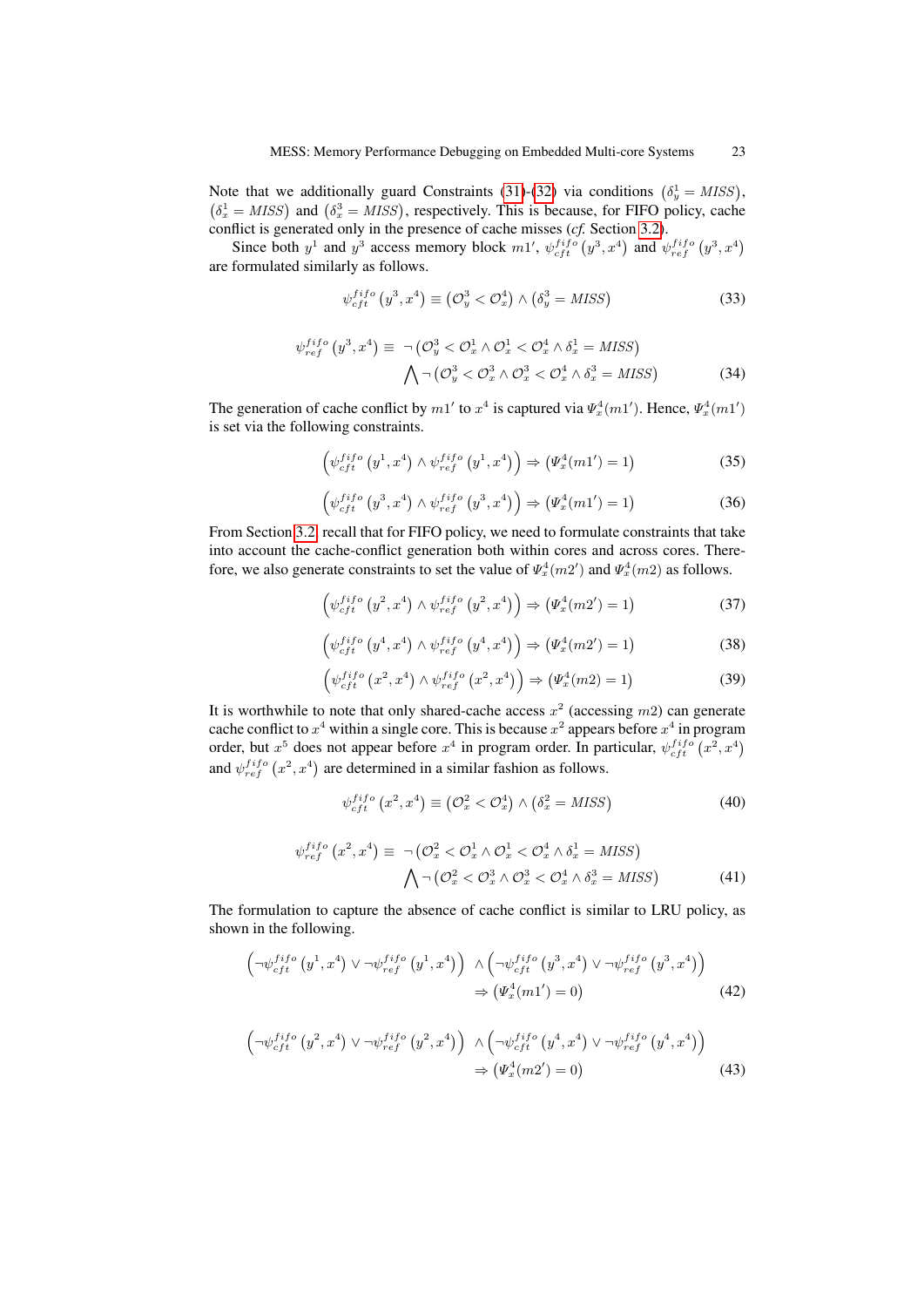Note that we additionally guard Constraints (31)-(32) via conditions $\left(\delta_y^1 = MISS\right)$, $\left(\delta_x^1 = MISS\right)$ and $\left(\delta_x^3 = MISS\right)$, respectively. This is because, for FIFO policy, cache conflict is generated only in the presence of cache misses (*cf.* Section 3.2).

Since both $y^1$ and $y^3$ access memory block $m1'$, $\psi_{cft}^{fifo}\left(y^3, x^4\right)$ and $\psi_{ref}^{fifo}\left(y^3, x^4\right)$ are formulated similarly as follows.

$$\psi_{cft}^{fifo}\left(y^3, x^4\right) \equiv \left(\mathcal{O}_y^3 < \mathcal{O}_x^4\right) \wedge \left(\delta_y^3 = MISS\right) \tag{33}$$

$$\begin{aligned}\psi_{ref}^{fifo}\left(y^3, x^4\right) \equiv\ & \neg\left(\mathcal{O}_y^3 < \mathcal{O}_x^1 \wedge \mathcal{O}_x^1 < \mathcal{O}_x^4 \wedge \delta_x^1 = MISS\right) \\ & \bigwedge \neg\left(\mathcal{O}_y^3 < \mathcal{O}_x^3 \wedge \mathcal{O}_x^3 < \mathcal{O}_x^4 \wedge \delta_x^3 = MISS\right)\end{aligned} \tag{34}$$

The generation of cache conflict by $m1'$ to $x^4$ is captured via $\Psi_x^4(m1')$. Hence, $\Psi_x^4(m1')$ is set via the following constraints.

$$\left(\psi_{cft}^{fifo}\left(y^1, x^4\right) \wedge \psi_{ref}^{fifo}\left(y^1, x^4\right)\right) \Rightarrow \left(\Psi_x^4(m1') = 1\right) \tag{35}$$

$$\left(\psi_{cft}^{fifo}\left(y^3, x^4\right) \wedge \psi_{ref}^{fifo}\left(y^3, x^4\right)\right) \Rightarrow \left(\Psi_x^4(m1') = 1\right) \tag{36}$$

From Section 3.2, recall that for FIFO policy, we need to formulate constraints that take into account the cache-conflict generation both within cores and across cores. Therefore, we also generate constraints to set the value of $\Psi_x^4(m2')$ and $\Psi_x^4(m2)$ as follows.

$$\left(\psi_{cft}^{fifo}\left(y^2, x^4\right) \wedge \psi_{ref}^{fifo}\left(y^2, x^4\right)\right) \Rightarrow \left(\Psi_x^4(m2') = 1\right) \tag{37}$$

$$\left(\psi_{cft}^{fifo}\left(y^4, x^4\right) \wedge \psi_{ref}^{fifo}\left(y^4, x^4\right)\right) \Rightarrow \left(\Psi_x^4(m2') = 1\right) \tag{38}$$

$$\left(\psi_{cft}^{fifo}\left(x^2, x^4\right) \wedge \psi_{ref}^{fifo}\left(x^2, x^4\right)\right) \Rightarrow \left(\Psi_x^4(m2) = 1\right) \tag{39}$$

It is worthwhile to note that only shared-cache access $x^2$ (accessing $m2$) can generate cache conflict to $x^4$ within a single core. This is because $x^2$ appears before $x^4$ in program order, but $x^5$ does not appear before $x^4$ in program order. In particular, $\psi_{cft}^{fifo}\left(x^2, x^4\right)$ and $\psi_{ref}^{fifo}\left(x^2, x^4\right)$ are determined in a similar fashion as follows.

$$\psi_{cft}^{fifo}\left(x^2, x^4\right) \equiv \left(\mathcal{O}_x^2 < \mathcal{O}_x^4\right) \wedge \left(\delta_x^2 = MISS\right) \tag{40}$$

$$\begin{aligned}\psi_{ref}^{fifo}\left(x^2, x^4\right) \equiv\ & \neg\left(\mathcal{O}_x^2 < \mathcal{O}_x^1 \wedge \mathcal{O}_x^1 < \mathcal{O}_x^4 \wedge \delta_x^1 = MISS\right) \\ & \bigwedge \neg\left(\mathcal{O}_x^2 < \mathcal{O}_x^3 \wedge \mathcal{O}_x^3 < \mathcal{O}_x^4 \wedge \delta_x^3 = MISS\right)\end{aligned} \tag{41}$$

The formulation to capture the absence of cache conflict is similar to LRU policy, as shown in the following.

$$\begin{aligned}\left(\neg\psi_{cft}^{fifo}\left(y^1, x^4\right) \vee \neg\psi_{ref}^{fifo}\left(y^1, x^4\right)\right) & \wedge \left(\neg\psi_{cft}^{fifo}\left(y^3, x^4\right) \vee \neg\psi_{ref}^{fifo}\left(y^3, x^4\right)\right) \\ & \Rightarrow \left(\Psi_x^4(m1') = 0\right)\end{aligned} \tag{42}$$

$$\begin{aligned}\left(\neg\psi_{cft}^{fifo}\left(y^2, x^4\right) \vee \neg\psi_{ref}^{fifo}\left(y^2, x^4\right)\right) & \wedge \left(\neg\psi_{cft}^{fifo}\left(y^4, x^4\right) \vee \neg\psi_{ref}^{fifo}\left(y^4, x^4\right)\right) \\ & \Rightarrow \left(\Psi_x^4(m2') = 0\right)\end{aligned} \tag{43}$$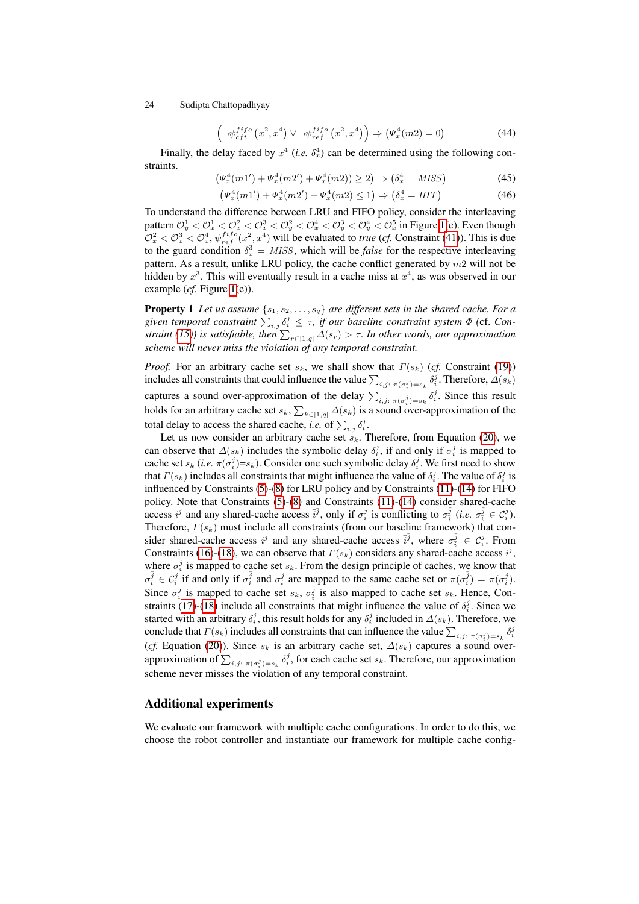$$\left(\neg\psi_{cft}^{fifo}\left(x^2,x^4\right) \vee \neg\psi_{ref}^{fifo}\left(x^2,x^4\right)\right) \Rightarrow \left(\Psi_x^4(m2)=0\right) \tag{44}$$

Finally, the delay faced by $x^4$ (*i.e.* $\delta_x^4$) can be determined using the following constraints.

$$\left(\Psi_x^4(m1')+\Psi_x^4(m2')+\Psi_x^4(m2)\right) \geq 2\right) \Rightarrow \left(\delta_x^4 = MISS\right) \tag{45}$$

$$\left(\Psi_x^4(m1')+\Psi_x^4(m2')+\Psi_x^4(m2) \leq 1\right) \Rightarrow \left(\delta_x^4 = HIT\right) \tag{46}$$

To understand the difference between LRU and FIFO policy, consider the interleaving pattern $\mathcal{O}_y^1 < \mathcal{O}_x^1 < \mathcal{O}_x^2 < \mathcal{O}_x^3 < \mathcal{O}_y^2 < \mathcal{O}_x^4 < \mathcal{O}_y^3 < \mathcal{O}_y^4 < \mathcal{O}_x^5$ in Figure 1(e). Even though $\mathcal{O}_x^2 < \mathcal{O}_x^3 < \mathcal{O}_x^4$, $\psi_{ref}^{fifo}(x^2,x^4)$ will be evaluated to *true* (*cf.* Constraint (41)). This is due to the guard condition $\delta_x^3 = MISS$, which will be *false* for the respective interleaving pattern. As a result, unlike LRU policy, the cache conflict generated by $m2$ will not be hidden by $x^3$. This will eventually result in a cache miss at $x^4$, as was observed in our example (*cf.* Figure 1(e)).

**Property 1** *Let us assume $\{s_1, s_2, \ldots, s_q\}$ are different sets in the shared cache. For a given temporal constraint $\sum_{i,j}\delta_i^j \leq \tau$, if our baseline constraint system $\Phi$ (*cf.* Constraint (15)) is satisfiable, then $\sum_{r\in[1,q]}\Delta(s_r) > \tau$. In other words, our approximation scheme will never miss the violation of any temporal constraint.*

*Proof.* For an arbitrary cache set $s_k$, we shall show that $\Gamma(s_k)$ (*cf.* Constraint (19)) includes all constraints that could influence the value $\sum_{i,j:\ \pi(\sigma_i^j)=s_k}\delta_i^j$. Therefore, $\Delta(s_k)$ captures a sound over-approximation of the delay $\sum_{i,j:\ \pi(\sigma_i^j)=s_k}\delta_i^j$. Since this result holds for an arbitrary cache set $s_k$, $\sum_{k\in[1,q]}\Delta(s_k)$ is a sound over-approximation of the total delay to access the shared cache, *i.e.* of $\sum_{i,j}\delta_i^j$.

Let us now consider an arbitrary cache set $s_k$. Therefore, from Equation (20), we can observe that $\Delta(s_k)$ includes the symbolic delay $\delta_i^j$, if and only if $\sigma_i^j$ is mapped to cache set $s_k$ (*i.e.* $\pi(\sigma_i^j)$=$s_k$). Consider one such symbolic delay $\delta_i^j$. We first need to show that $\Gamma(s_k)$ includes all constraints that might influence the value of $\delta_i^j$. The value of $\delta_i^j$ is influenced by Constraints (5)-(8) for LRU policy and by Constraints (11)-(14) for FIFO policy. Note that Constraints (5)-(8) and Constraints (11)-(14) consider shared-cache access $i^j$ and any shared-cache access $\bar{i}^{\bar{j}}$, only if $\sigma_i^j$ is conflicting to $\sigma_{\bar{i}}^{\bar{j}}$ (*i.e.* $\sigma_{\bar{i}}^{\bar{j}} \in \mathcal{C}_i^j$). Therefore, $\Gamma(s_k)$ must include all constraints (from our baseline framework) that consider shared-cache access $i^j$ and any shared-cache access $\bar{i}^{\bar{j}}$, where $\sigma_{\bar{i}}^{\bar{j}} \in \mathcal{C}_i^j$. From Constraints (16)-(18), we can observe that $\Gamma(s_k)$ considers any shared-cache access $i^j$, where $\sigma_i^j$ is mapped to cache set $s_k$. From the design principle of caches, we know that $\sigma_{\bar{i}}^{\bar{j}} \in \mathcal{C}_i^j$ if and only if $\sigma_{\bar{i}}^{\bar{j}}$ and $\sigma_i^j$ are mapped to the same cache set or $\pi(\sigma_{\bar{i}}^{\bar{j}}) = \pi(\sigma_i^j)$. Since $\sigma_i^j$ is mapped to cache set $s_k$, $\sigma_{\bar{i}}^{\bar{j}}$ is also mapped to cache set $s_k$. Hence, Constraints (17)-(18) include all constraints that might influence the value of $\delta_i^j$. Since we started with an arbitrary $\delta_i^j$, this result holds for any $\delta_i^j$ included in $\Delta(s_k)$. Therefore, we conclude that $\Gamma(s_k)$ includes all constraints that can influence the value $\sum_{i,j:\ \pi(\sigma_i^j)=s_k}\delta_i^j$ (*cf.* Equation (20)). Since $s_k$ is an arbitrary cache set, $\Delta(s_k)$ captures a sound over-approximation of $\sum_{i,j:\ \pi(\sigma_i^j)=s_k}\delta_i^j$, for each cache set $s_k$. Therefore, our approximation scheme never misses the violation of any temporal constraint.

## Additional experiments

We evaluate our framework with multiple cache configurations. In order to do this, we choose the robot controller and instantiate our framework for multiple cache config-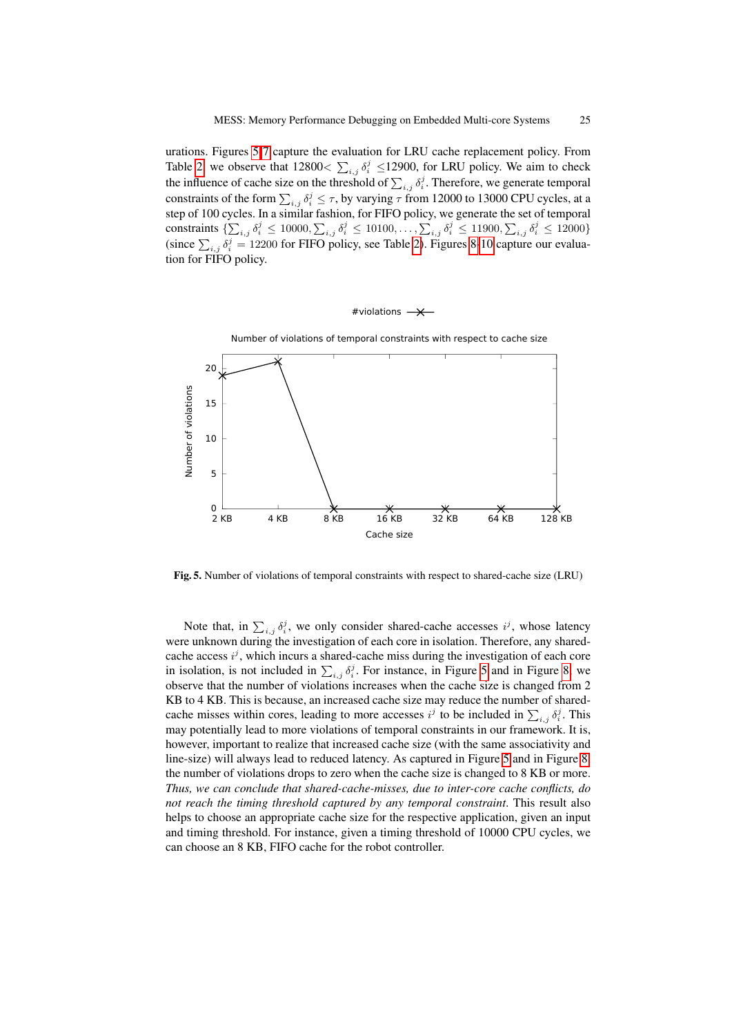urations. Figures 5-7 capture the evaluation for LRU cache replacement policy. From Table 2, we observe that 12800< $\sum_{i,j} \delta_i^j \leq$12900, for LRU policy. We aim to check the influence of cache size on the threshold of $\sum_{i,j} \delta_i^j$. Therefore, we generate temporal constraints of the form $\sum_{i,j} \delta_i^j \leq \tau$, by varying $\tau$ from 12000 to 13000 CPU cycles, at a step of 100 cycles. In a similar fashion, for FIFO policy, we generate the set of temporal constraints $\{\sum_{i,j} \delta_i^j \leq 10000, \sum_{i,j} \delta_i^j \leq 10100, \ldots, \sum_{i,j} \delta_i^j \leq 11900, \sum_{i,j} \delta_i^j \leq 12000\}$ (since $\sum_{i,j} \delta_i^j = 12200$ for FIFO policy, see Table 2). Figures 8-10 capture our evaluation for FIFO policy.

**Fig. 5.** Number of violations of temporal constraints with respect to shared-cache size (LRU)

Note that, in $\sum_{i,j} \delta_i^j$, we only consider shared-cache accesses $i^j$, whose latency were unknown during the investigation of each core in isolation. Therefore, any shared-cache access $i^j$, which incurs a shared-cache miss during the investigation of each core in isolation, is not included in $\sum_{i,j} \delta_i^j$. For instance, in Figure 5 and in Figure 8, we observe that the number of violations increases when the cache size is changed from 2 KB to 4 KB. This is because, an increased cache size may reduce the number of shared-cache misses within cores, leading to more accesses $i^j$ to be included in $\sum_{i,j} \delta_i^j$. This may potentially lead to more violations of temporal constraints in our framework. It is, however, important to realize that increased cache size (with the same associativity and line-size) will always lead to reduced latency. As captured in Figure 5 and in Figure 8, the number of violations drops to zero when the cache size is changed to 8 KB or more. *Thus, we can conclude that shared-cache-misses, due to inter-core cache conflicts, do not reach the timing threshold captured by any temporal constraint*. This result also helps to choose an appropriate cache size for the respective application, given an input and timing threshold. For instance, given a timing threshold of 10000 CPU cycles, we can choose an 8 KB, FIFO cache for the robot controller.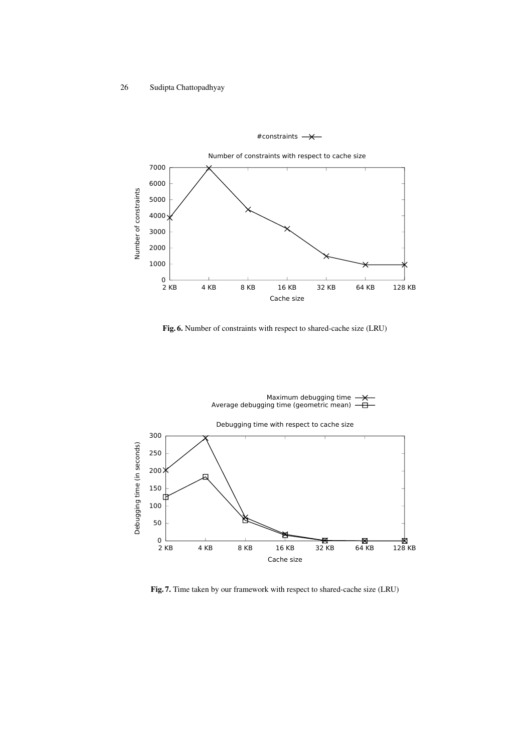**Fig. 6.** Number of constraints with respect to shared-cache size (LRU)

**Fig. 7.** Time taken by our framework with respect to shared-cache size (LRU)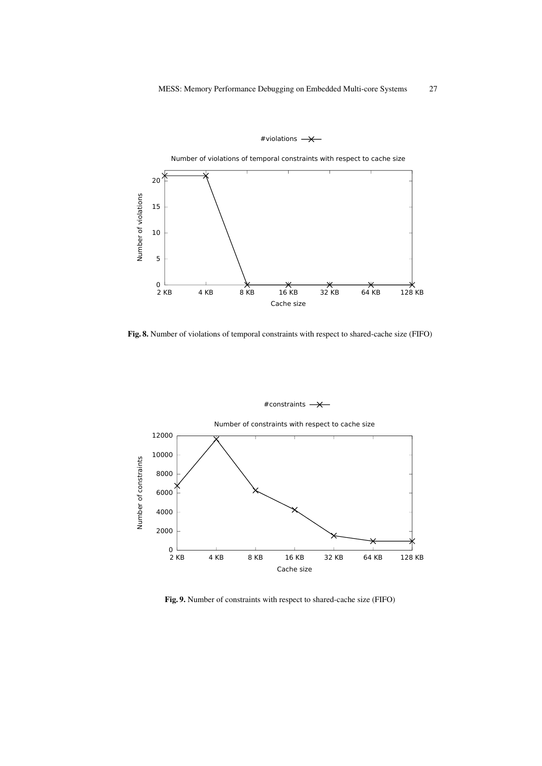Fig. 8. Number of violations of temporal constraints with respect to shared-cache size (FIFO)

Fig. 9. Number of constraints with respect to shared-cache size (FIFO)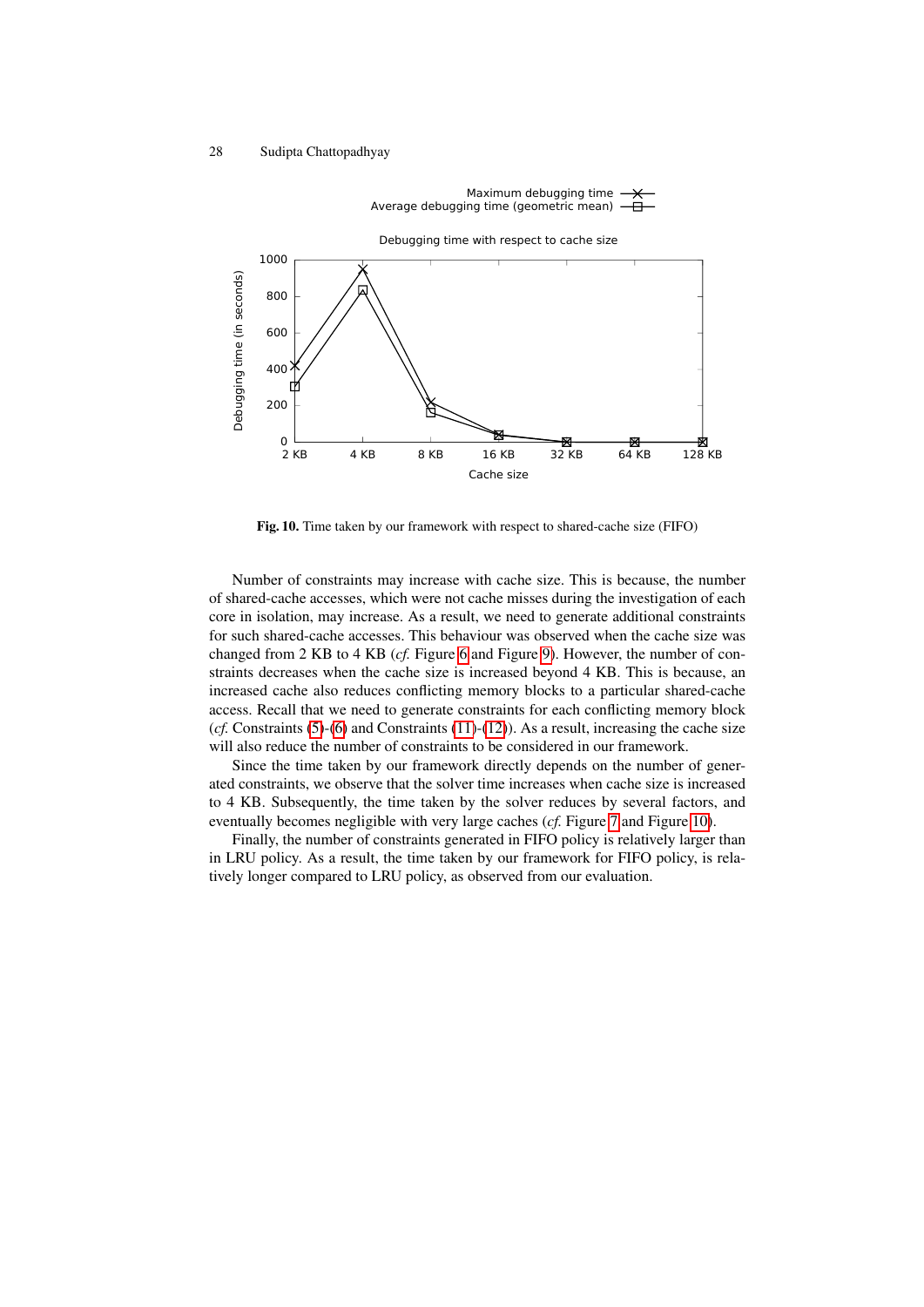Maximum debugging time
Average debugging time (geometric mean)

Debugging time with respect to cache size

Debugging time (in seconds)

1000
800
600
400
200
0

2 KB
4 KB
8 KB
16 KB
32 KB
64 KB
128 KB

Cache size

**Fig. 10.** Time taken by our framework with respect to shared-cache size (FIFO)

Number of constraints may increase with cache size. This is because, the number of shared-cache accesses, which were not cache misses during the investigation of each core in isolation, may increase. As a result, we need to generate additional constraints for such shared-cache accesses. This behaviour was observed when the cache size was changed from 2 KB to 4 KB (*cf.* Figure 6 and Figure 9). However, the number of constraints decreases when the cache size is increased beyond 4 KB. This is because, an increased cache also reduces conflicting memory blocks to a particular shared-cache access. Recall that we need to generate constraints for each conflicting memory block (*cf.* Constraints (5)-(6) and Constraints (11)-(12)). As a result, increasing the cache size will also reduce the number of constraints to be considered in our framework.

Since the time taken by our framework directly depends on the number of generated constraints, we observe that the solver time increases when cache size is increased to 4 KB. Subsequently, the time taken by the solver reduces by several factors, and eventually becomes negligible with very large caches (*cf.* Figure 7 and Figure 10).

Finally, the number of constraints generated in FIFO policy is relatively larger than in LRU policy. As a result, the time taken by our framework for FIFO policy, is relatively longer compared to LRU policy, as observed from our evaluation.